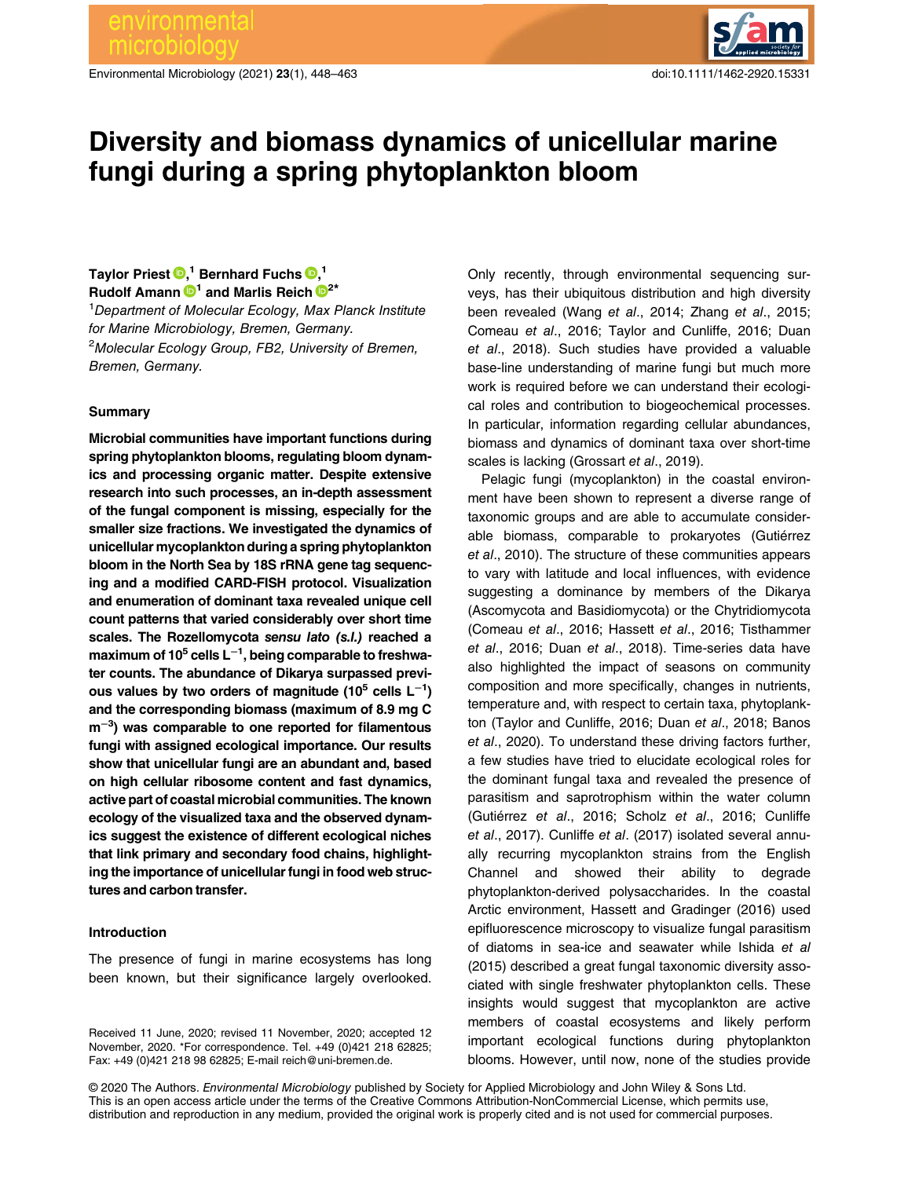# Diversity and biomass dynamics of unicellular marine fungi during a spring phytoplankton bloom

**Taylor Priest**[1] **, Bernhard Fuchs**[1] **, Rudolf Amann**[1] **and Marlis Reich**[2*]

[1]*Department of Molecular Ecology, Max Planck Institute for Marine Microbiology, Bremen, Germany.*
[2]*Molecular Ecology Group, FB2, University of Bremen, Bremen, Germany.*

### Summary

**Microbial communities have important functions during spring phytoplankton blooms, regulating bloom dynamics and processing organic matter. Despite extensive research into such processes, an in-depth assessment of the fungal component is missing, especially for the smaller size fractions. We investigated the dynamics of unicellular mycoplankton during a spring phytoplankton bloom in the North Sea by 18S rRNA gene tag sequencing and a modified CARD-FISH protocol. Visualization and enumeration of dominant taxa revealed unique cell count patterns that varied considerably over short time scales. The Rozellomycota *sensu lato (s.l.)* reached a maximum of $10^5$ cells $L^{-1}$, being comparable to freshwater counts. The abundance of Dikarya surpassed previous values by two orders of magnitude ($10^5$ cells $L^{-1}$) and the corresponding biomass (maximum of 8.9 mg C $m^{-3}$) was comparable to one reported for filamentous fungi with assigned ecological importance. Our results show that unicellular fungi are an abundant and, based on high cellular ribosome content and fast dynamics, active part of coastal microbial communities. The known ecology of the visualized taxa and the observed dynamics suggest the existence of different ecological niches that link primary and secondary food chains, highlighting the importance of unicellular fungi in food web structures and carbon transfer.**

### Introduction

The presence of fungi in marine ecosystems has long been known, but their significance largely overlooked. Only recently, through environmental sequencing surveys, has their ubiquitous distribution and high diversity been revealed (Wang *et al*., 2014; Zhang *et al*., 2015; Comeau *et al*., 2016; Taylor and Cunliffe, 2016; Duan *et al*., 2018). Such studies have provided a valuable base-line understanding of marine fungi but much more work is required before we can understand their ecological roles and contribution to biogeochemical processes. In particular, information regarding cellular abundances, biomass and dynamics of dominant taxa over short-time scales is lacking (Grossart *et al*., 2019).

Pelagic fungi (mycoplankton) in the coastal environment have been shown to represent a diverse range of taxonomic groups and are able to accumulate considerable biomass, comparable to prokaryotes (Gutiérrez *et al*., 2010). The structure of these communities appears to vary with latitude and local influences, with evidence suggesting a dominance by members of the Dikarya (Ascomycota and Basidiomycota) or the Chytridiomycota (Comeau *et al*., 2016; Hassett *et al*., 2016; Tisthammer *et al*., 2016; Duan *et al*., 2018). Time-series data have also highlighted the impact of seasons on community composition and more specifically, changes in nutrients, temperature and, with respect to certain taxa, phytoplankton (Taylor and Cunliffe, 2016; Duan *et al*., 2018; Banos *et al*., 2020). To understand these driving factors further, a few studies have tried to elucidate ecological roles for the dominant fungal taxa and revealed the presence of parasitism and saprotrophism within the water column (Gutiérrez *et al*., 2016; Scholz *et al*., 2016; Cunliffe *et al*., 2017). Cunliffe *et al*. (2017) isolated several annually recurring mycoplankton strains from the English Channel and showed their ability to degrade phytoplankton-derived polysaccharides. In the coastal Arctic environment, Hassett and Gradinger (2016) used epifluorescence microscopy to visualize fungal parasitism of diatoms in sea-ice and seawater while Ishida *et al* (2015) described a great fungal taxonomic diversity associated with single freshwater phytoplankton cells. These insights would suggest that mycoplankton are active members of coastal ecosystems and likely perform important ecological functions during phytoplankton blooms. However, until now, none of the studies provide

Received 11 June, 2020; revised 11 November, 2020; accepted 12 November, 2020. *For correspondence. Tel. +49 (0)421 218 62825; Fax: +49 (0)421 218 98 62825; E-mail reich@uni-bremen.de.

© 2020 The Authors. *Environmental Microbiology* published by Society for Applied Microbiology and John Wiley & Sons Ltd. This is an open access article under the terms of the Creative Commons Attribution-NonCommercial License, which permits use, distribution and reproduction in any medium, provided the original work is properly cited and is not used for commercial purposes.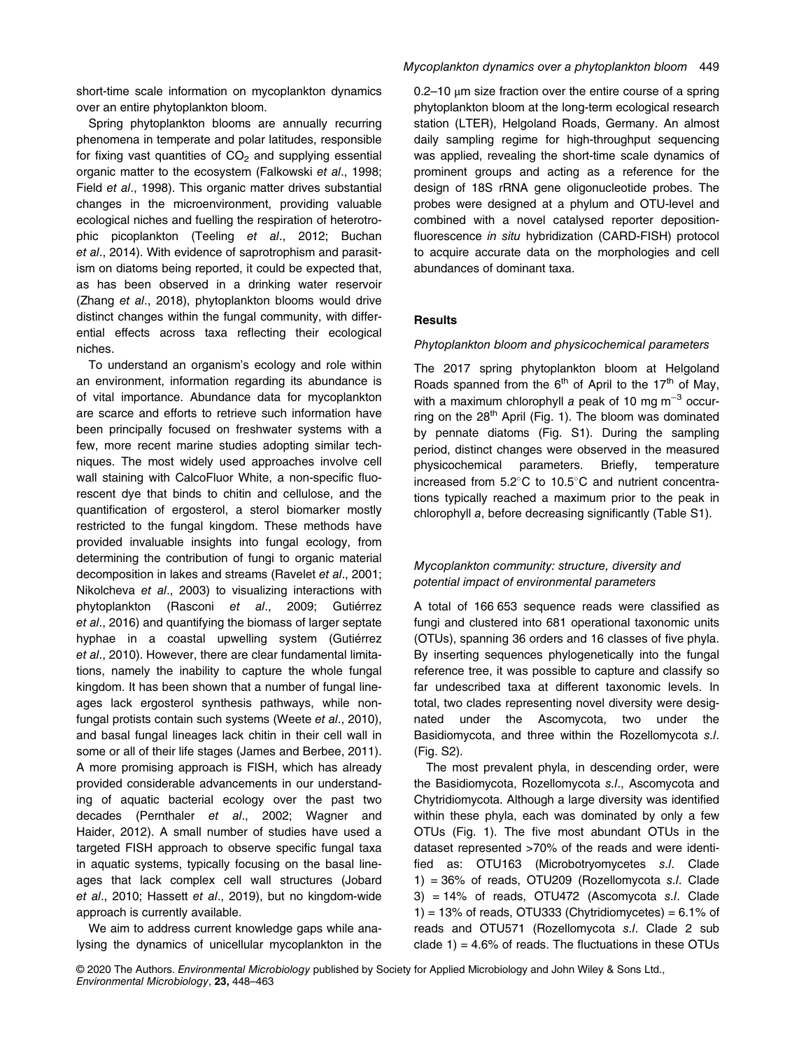short-time scale information on mycoplankton dynamics over an entire phytoplankton bloom.

Spring phytoplankton blooms are annually recurring phenomena in temperate and polar latitudes, responsible for fixing vast quantities of $CO_2$ and supplying essential organic matter to the ecosystem (Falkowski *et al*., 1998; Field *et al*., 1998). This organic matter drives substantial changes in the microenvironment, providing valuable ecological niches and fuelling the respiration of heterotrophic picoplankton (Teeling *et al*., 2012; Buchan *et al*., 2014). With evidence of saprotrophism and parasitism on diatoms being reported, it could be expected that, as has been observed in a drinking water reservoir (Zhang *et al*., 2018), phytoplankton blooms would drive distinct changes within the fungal community, with differential effects across taxa reflecting their ecological niches.

To understand an organism's ecology and role within an environment, information regarding its abundance is of vital importance. Abundance data for mycoplankton are scarce and efforts to retrieve such information have been principally focused on freshwater systems with a few, more recent marine studies adopting similar techniques. The most widely used approaches involve cell wall staining with CalcoFluor White, a non-specific fluorescent dye that binds to chitin and cellulose, and the quantification of ergosterol, a sterol biomarker mostly restricted to the fungal kingdom. These methods have provided invaluable insights into fungal ecology, from determining the contribution of fungi to organic material decomposition in lakes and streams (Ravelet *et al*., 2001; Nikolcheva *et al*., 2003) to visualizing interactions with phytoplankton (Rasconi *et al*., 2009; Gutiérrez *et al*., 2016) and quantifying the biomass of larger septate hyphae in a coastal upwelling system (Gutiérrez *et al*., 2010). However, there are clear fundamental limitations, namely the inability to capture the whole fungal kingdom. It has been shown that a number of fungal lineages lack ergosterol synthesis pathways, while non-fungal protists contain such systems (Weete *et al*., 2010), and basal fungal lineages lack chitin in their cell wall in some or all of their life stages (James and Berbee, 2011). A more promising approach is FISH, which has already provided considerable advancements in our understanding of aquatic bacterial ecology over the past two decades (Pernthaler *et al*., 2002; Wagner and Haider, 2012). A small number of studies have used a targeted FISH approach to observe specific fungal taxa in aquatic systems, typically focusing on the basal lineages that lack complex cell wall structures (Jobard *et al*., 2010; Hassett *et al*., 2019), but no kingdom-wide approach is currently available.

We aim to address current knowledge gaps while analysing the dynamics of unicellular mycoplankton in the 0.2–10 μm size fraction over the entire course of a spring phytoplankton bloom at the long-term ecological research station (LTER), Helgoland Roads, Germany. An almost daily sampling regime for high-throughput sequencing was applied, revealing the short-time scale dynamics of prominent groups and acting as a reference for the design of 18S rRNA gene oligonucleotide probes. The probes were designed at a phylum and OTU-level and combined with a novel catalysed reporter deposition-fluorescence *in situ* hybridization (CARD-FISH) protocol to acquire accurate data on the morphologies and cell abundances of dominant taxa.

## Results

### *Phytoplankton bloom and physicochemical parameters*

The 2017 spring phytoplankton bloom at Helgoland Roads spanned from the 6th of April to the 17th of May, with a maximum chlorophyll *a* peak of 10 mg $m^{-3}$ occurring on the 28th April (Fig. 1). The bloom was dominated by pennate diatoms (Fig. S1). During the sampling period, distinct changes were observed in the measured physicochemical parameters. Briefly, temperature increased from 5.2°C to 10.5°C and nutrient concentrations typically reached a maximum prior to the peak in chlorophyll *a*, before decreasing significantly (Table S1).

### *Mycoplankton community: structure, diversity and potential impact of environmental parameters*

A total of 166 653 sequence reads were classified as fungi and clustered into 681 operational taxonomic units (OTUs), spanning 36 orders and 16 classes of five phyla. By inserting sequences phylogenetically into the fungal reference tree, it was possible to capture and classify so far undescribed taxa at different taxonomic levels. In total, two clades representing novel diversity were designated under the Ascomycota, two under the Basidiomycota, and three within the Rozellomycota *s.l*. (Fig. S2).

The most prevalent phyla, in descending order, were the Basidiomycota, Rozellomycota *s.l*., Ascomycota and Chytridiomycota. Although a large diversity was identified within these phyla, each was dominated by only a few OTUs (Fig. 1). The five most abundant OTUs in the dataset represented >70% of the reads and were identified as: OTU163 (Microbotryomycetes *s.l*. Clade 1) = 36% of reads, OTU209 (Rozellomycota *s.l*. Clade 3) = 14% of reads, OTU472 (Ascomycota *s.l*. Clade 1) = 13% of reads, OTU333 (Chytridiomycetes) = 6.1% of reads and OTU571 (Rozellomycota *s.l*. Clade 2 sub clade 1) = 4.6% of reads. The fluctuations in these OTUs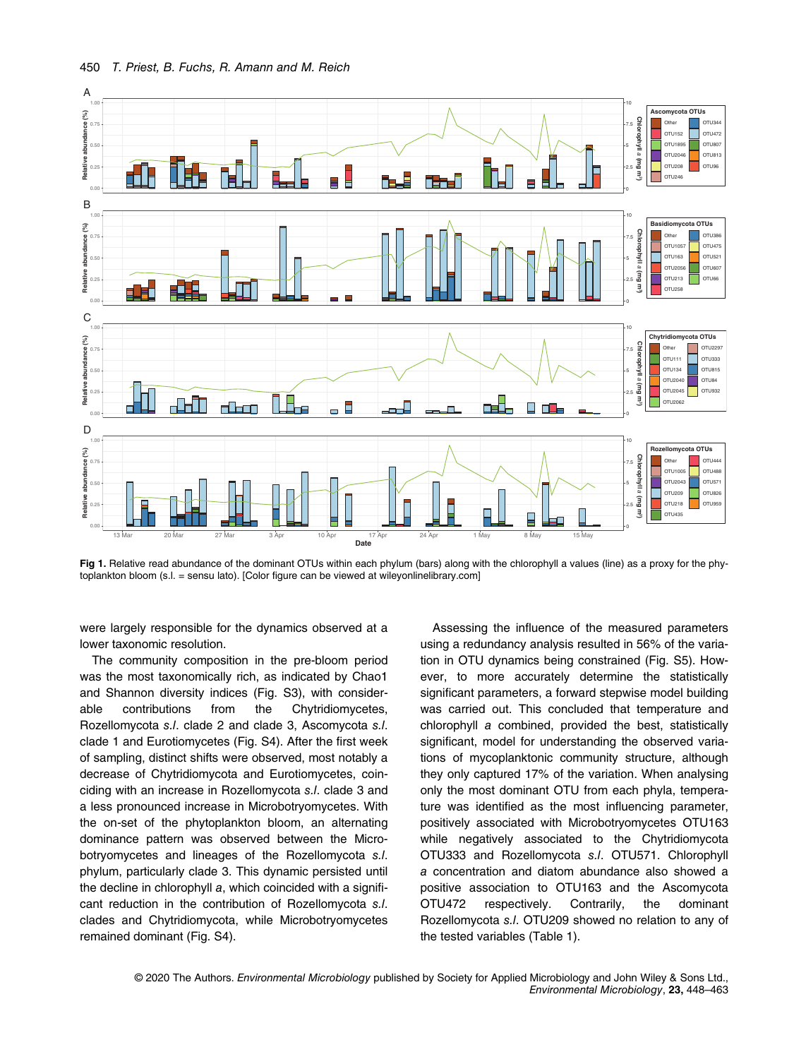Fig 1. Relative read abundance of the dominant OTUs within each phylum (bars) along with the chlorophyll a values (line) as a proxy for the phytoplankton bloom (s.l. = sensu lato). [Color figure can be viewed at wileyonlinelibrary.com]

were largely responsible for the dynamics observed at a lower taxonomic resolution.

The community composition in the pre-bloom period was the most taxonomically rich, as indicated by Chao1 and Shannon diversity indices (Fig. S3), with considerable contributions from the Chytridiomycetes, Rozellomycota *s.l.* clade 2 and clade 3, Ascomycota *s.l.* clade 1 and Eurotiomycetes (Fig. S4). After the first week of sampling, distinct shifts were observed, most notably a decrease of Chytridiomycota and Eurotiomycetes, coinciding with an increase in Rozellomycota *s.l.* clade 3 and a less pronounced increase in Microbotryomycetes. With the on-set of the phytoplankton bloom, an alternating dominance pattern was observed between the Microbotryomycetes and lineages of the Rozellomycota *s.l.* phylum, particularly clade 3. This dynamic persisted until the decline in chlorophyll *a*, which coincided with a significant reduction in the contribution of Rozellomycota *s.l.* clades and Chytridiomycota, while Microbotryomycetes remained dominant (Fig. S4).

Assessing the influence of the measured parameters using a redundancy analysis resulted in 56% of the variation in OTU dynamics being constrained (Fig. S5). However, to more accurately determine the statistically significant parameters, a forward stepwise model building was carried out. This concluded that temperature and chlorophyll *a* combined, provided the best, statistically significant, model for understanding the observed variations of mycoplanktonic community structure, although they only captured 17% of the variation. When analysing only the most dominant OTU from each phyla, temperature was identified as the most influencing parameter, positively associated with Microbotryomycetes OTU163 while negatively associated to the Chytridiomycota OTU333 and Rozellomycota *s.l.* OTU571. Chlorophyll *a* concentration and diatom abundance also showed a positive association to OTU163 and the Ascomycota OTU472 respectively. Contrarily, the dominant Rozellomycota *s.l.* OTU209 showed no relation to any of the tested variables (Table 1).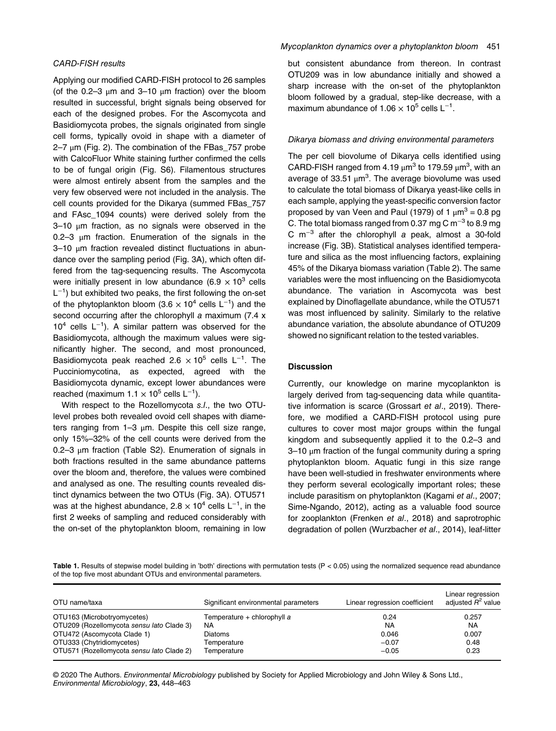### CARD-FISH results

Applying our modified CARD-FISH protocol to 26 samples (of the 0.2–3 μm and 3–10 μm fraction) over the bloom resulted in successful, bright signals being observed for each of the designed probes. For the Ascomycota and Basidiomycota probes, the signals originated from single cell forms, typically ovoid in shape with a diameter of 2–7 μm (Fig. 2). The combination of the FBas_757 probe with CalcoFluor White staining further confirmed the cells to be of fungal origin (Fig. S6). Filamentous structures were almost entirely absent from the samples and the very few observed were not included in the analysis. The cell counts provided for the Dikarya (summed FBas_757 and FAsc_1094 counts) were derived solely from the 3–10 μm fraction, as no signals were observed in the 0.2–3 μm fraction. Enumeration of the signals in the 3–10 μm fraction revealed distinct fluctuations in abundance over the sampling period (Fig. 3A), which often differed from the tag-sequencing results. The Ascomycota were initially present in low abundance ($6.9 \times 10^3$ cells $L^{-1}$) but exhibited two peaks, the first following the on-set of the phytoplankton bloom ($3.6 \times 10^4$ cells $L^{-1}$) and the second occurring after the chlorophyll *a* maximum ($7.4 \times 10^4$ cells $L^{-1}$). A similar pattern was observed for the Basidiomycota, although the maximum values were significantly higher. The second, and most pronounced, Basidiomycota peak reached $2.6 \times 10^5$ cells $L^{-1}$. The Pucciniomycotina, as expected, agreed with the Basidiomycota dynamic, except lower abundances were reached (maximum $1.1 \times 10^5$ cells $L^{-1}$).

With respect to the Rozellomycota *s.l*., the two OTU-level probes both revealed ovoid cell shapes with diameters ranging from 1–3 μm. Despite this cell size range, only 15%–32% of the cell counts were derived from the 0.2–3 μm fraction (Table S2). Enumeration of signals in both fractions resulted in the same abundance patterns over the bloom and, therefore, the values were combined and analysed as one. The resulting counts revealed distinct dynamics between the two OTUs (Fig. 3A). OTU571 was at the highest abundance, $2.8 \times 10^4$ cells $L^{-1}$, in the first 2 weeks of sampling and reduced considerably with the on-set of the phytoplankton bloom, remaining in low but consistent abundance from thereon. In contrast OTU209 was in low abundance initially and showed a sharp increase with the on-set of the phytoplankton bloom followed by a gradual, step-like decrease, with a maximum abundance of $1.06 \times 10^5$ cells $L^{-1}$.

### Dikarya biomass and driving environmental parameters

The per cell biovolume of Dikarya cells identified using CARD-FISH ranged from 4.19 $\mu m^3$ to 179.59 $\mu m^3$, with an average of 33.51 $\mu m^3$. The average biovolume was used to calculate the total biomass of Dikarya yeast-like cells in each sample, applying the yeast-specific conversion factor proposed by van Veen and Paul (1979) of 1 $\mu m^3$ = 0.8 pg C. The total biomass ranged from 0.37 mg C $m^{-3}$ to 8.9 mg C $m^{-3}$ after the chlorophyll *a* peak, almost a 30-fold increase (Fig. 3B). Statistical analyses identified temperature and silica as the most influencing factors, explaining 45% of the Dikarya biomass variation (Table 2). The same variables were the most influencing on the Basidiomycota abundance. The variation in Ascomycota was best explained by Dinoflagellate abundance, while the OTU571 was most influenced by salinity. Similarly to the relative abundance variation, the absolute abundance of OTU209 showed no significant relation to the tested variables.

## Discussion

Currently, our knowledge on marine mycoplankton is largely derived from tag-sequencing data while quantitative information is scarce (Grossart *et al*., 2019). Therefore, we modified a CARD-FISH protocol using pure cultures to cover most major groups within the fungal kingdom and subsequently applied it to the 0.2–3 and 3–10 μm fraction of the fungal community during a spring phytoplankton bloom. Aquatic fungi in this size range have been well-studied in freshwater environments where they perform several ecologically important roles; these include parasitism on phytoplankton (Kagami *et al*., 2007; Sime-Ngando, 2012), acting as a valuable food source for zooplankton (Frenken *et al*., 2018) and saprotrophic degradation of pollen (Wurzbacher *et al*., 2014), leaf-litter

**Table 1.** Results of stepwise model building in 'both' directions with permutation tests ($P < 0.05$) using the normalized sequence read abundance of the top five most abundant OTUs and environmental parameters.

| OTU name/taxa | Significant environmental parameters | Linear regression coefficient | Linear regression adjusted $R^2$ value |
|---|---|---|---|
| OTU163 (Microbotryomycetes) | Temperature + chlorophyll *a* | 0.24 | 0.257 |
| OTU209 (Rozellomycota *sensu lato* Clade 3) | NA | NA | NA |
| OTU472 (Ascomycota Clade 1) | Diatoms | 0.046 | 0.007 |
| OTU333 (Chytridiomycetes) | Temperature | −0.07 | 0.48 |
| OTU571 (Rozellomycota *sensu lato* Clade 2) | Temperature | −0.05 | 0.23 |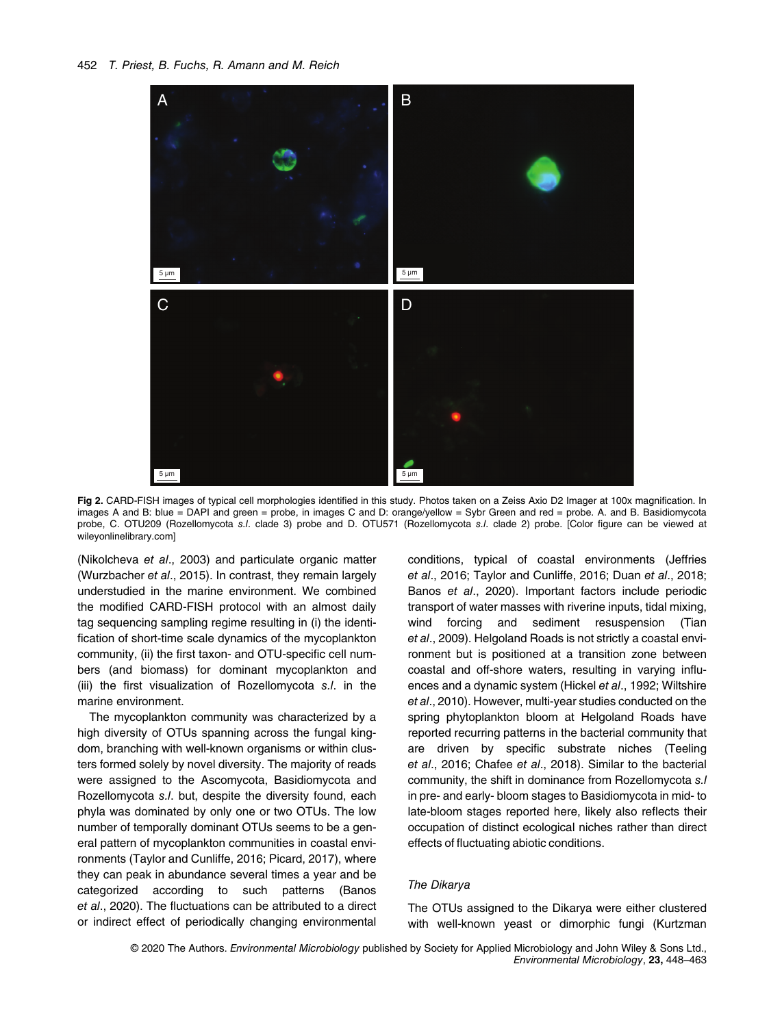Fig 2. CARD-FISH images of typical cell morphologies identified in this study. Photos taken on a Zeiss Axio D2 Imager at 100x magnification. In images A and B: blue = DAPI and green = probe, in images C and D: orange/yellow = Sybr Green and red = probe. A. and B. Basidiomycota probe, C. OTU209 (Rozellomycota *s.l.* clade 3) probe and D. OTU571 (Rozellomycota *s.l.* clade 2) probe. [Color figure can be viewed at wileyonlinelibrary.com]

(Nikolcheva *et al*., 2003) and particulate organic matter (Wurzbacher *et al*., 2015). In contrast, they remain largely understudied in the marine environment. We combined the modified CARD-FISH protocol with an almost daily tag sequencing sampling regime resulting in (i) the identification of short-time scale dynamics of the mycoplankton community, (ii) the first taxon- and OTU-specific cell numbers (and biomass) for dominant mycoplankton and (iii) the first visualization of Rozellomycota *s.l.* in the marine environment.

The mycoplankton community was characterized by a high diversity of OTUs spanning across the fungal kingdom, branching with well-known organisms or within clusters formed solely by novel diversity. The majority of reads were assigned to the Ascomycota, Basidiomycota and Rozellomycota *s.l.* but, despite the diversity found, each phyla was dominated by only one or two OTUs. The low number of temporally dominant OTUs seems to be a general pattern of mycoplankton communities in coastal environments (Taylor and Cunliffe, 2016; Picard, 2017), where they can peak in abundance several times a year and be categorized according to such patterns (Banos *et al*., 2020). The fluctuations can be attributed to a direct or indirect effect of periodically changing environmental conditions, typical of coastal environments (Jeffries *et al*., 2016; Taylor and Cunliffe, 2016; Duan *et al*., 2018; Banos *et al*., 2020). Important factors include periodic transport of water masses with riverine inputs, tidal mixing, wind forcing and sediment resuspension (Tian *et al*., 2009). Helgoland Roads is not strictly a coastal environment but is positioned at a transition zone between coastal and off-shore waters, resulting in varying influences and a dynamic system (Hickel *et al*., 1992; Wiltshire *et al*., 2010). However, multi-year studies conducted on the spring phytoplankton bloom at Helgoland Roads have reported recurring patterns in the bacterial community that are driven by specific substrate niches (Teeling *et al*., 2016; Chafee *et al*., 2018). Similar to the bacterial community, the shift in dominance from Rozellomycota *s.l* in pre- and early- bloom stages to Basidiomycota in mid- to late-bloom stages reported here, likely also reflects their occupation of distinct ecological niches rather than direct effects of fluctuating abiotic conditions.

### The Dikarya

The OTUs assigned to the Dikarya were either clustered with well-known yeast or dimorphic fungi (Kurtzman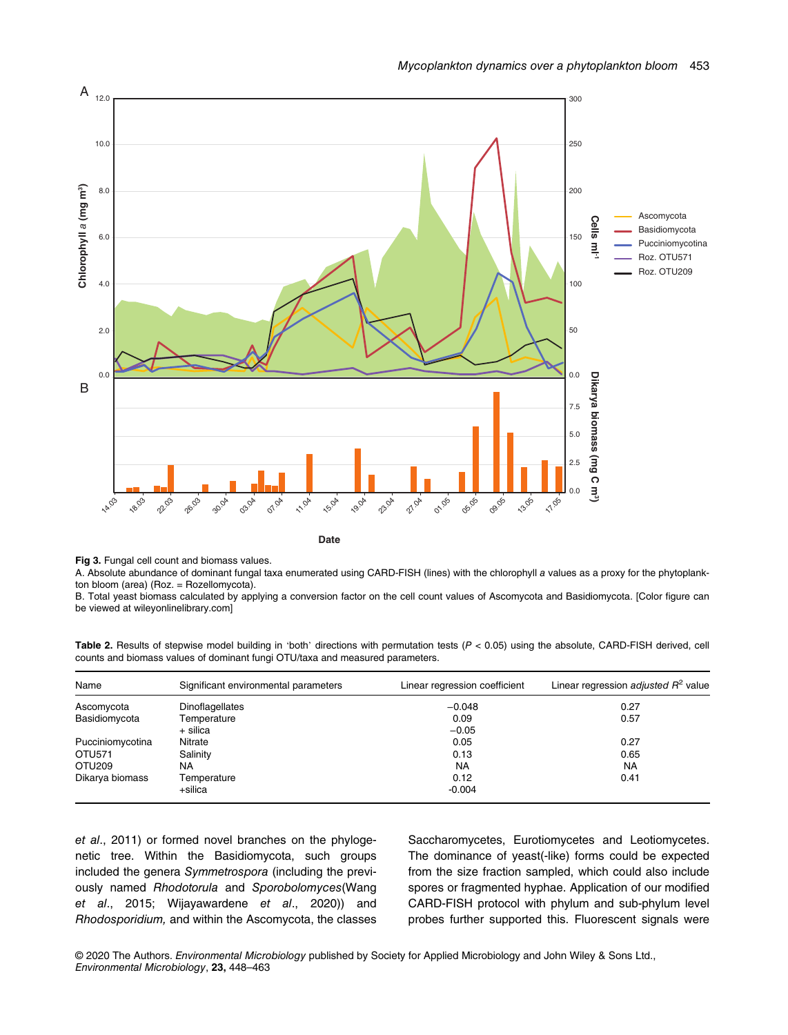**Fig 3.** Fungal cell count and biomass values.

A. Absolute abundance of dominant fungal taxa enumerated using CARD-FISH (lines) with the chlorophyll *a* values as a proxy for the phytoplankton bloom (area) (Roz. = Rozellomycota).

B. Total yeast biomass calculated by applying a conversion factor on the cell count values of Ascomycota and Basidiomycota. [Color figure can be viewed at wileyonlinelibrary.com]

**Table 2.** Results of stepwise model building in 'both' directions with permutation tests ($P < 0.05$) using the absolute, CARD-FISH derived, cell counts and biomass values of dominant fungi OTU/taxa and measured parameters.

| Name | Significant environmental parameters | Linear regression coefficient | Linear regression *adjusted* $R^2$ value |
|---|---|---|---|
| Ascomycota | Dinoflagellates | −0.048 | 0.27 |
| Basidiomycota | Temperature | 0.09 | 0.57 |
| | + silica | −0.05 | |
| Pucciniomycotina | Nitrate | 0.05 | 0.27 |
| OTU571 | Salinity | 0.13 | 0.65 |
| OTU209 | NA | NA | NA |
| Dikarya biomass | Temperature | 0.12 | 0.41 |
| | +silica | -0.004 | |

*et al*., 2011) or formed novel branches on the phylogenetic tree. Within the Basidiomycota, such groups included the genera *Symmetrospora* (including the previously named *Rhodotorula* and *Sporobolomyces*(Wang *et al*., 2015; Wijayawardene *et al*., 2020)) and *Rhodosporidium,* and within the Ascomycota, the classes Saccharomycetes, Eurotiomycetes and Leotiomycetes. The dominance of yeast(-like) forms could be expected from the size fraction sampled, which could also include spores or fragmented hyphae. Application of our modified CARD-FISH protocol with phylum and sub-phylum level probes further supported this. Fluorescent signals were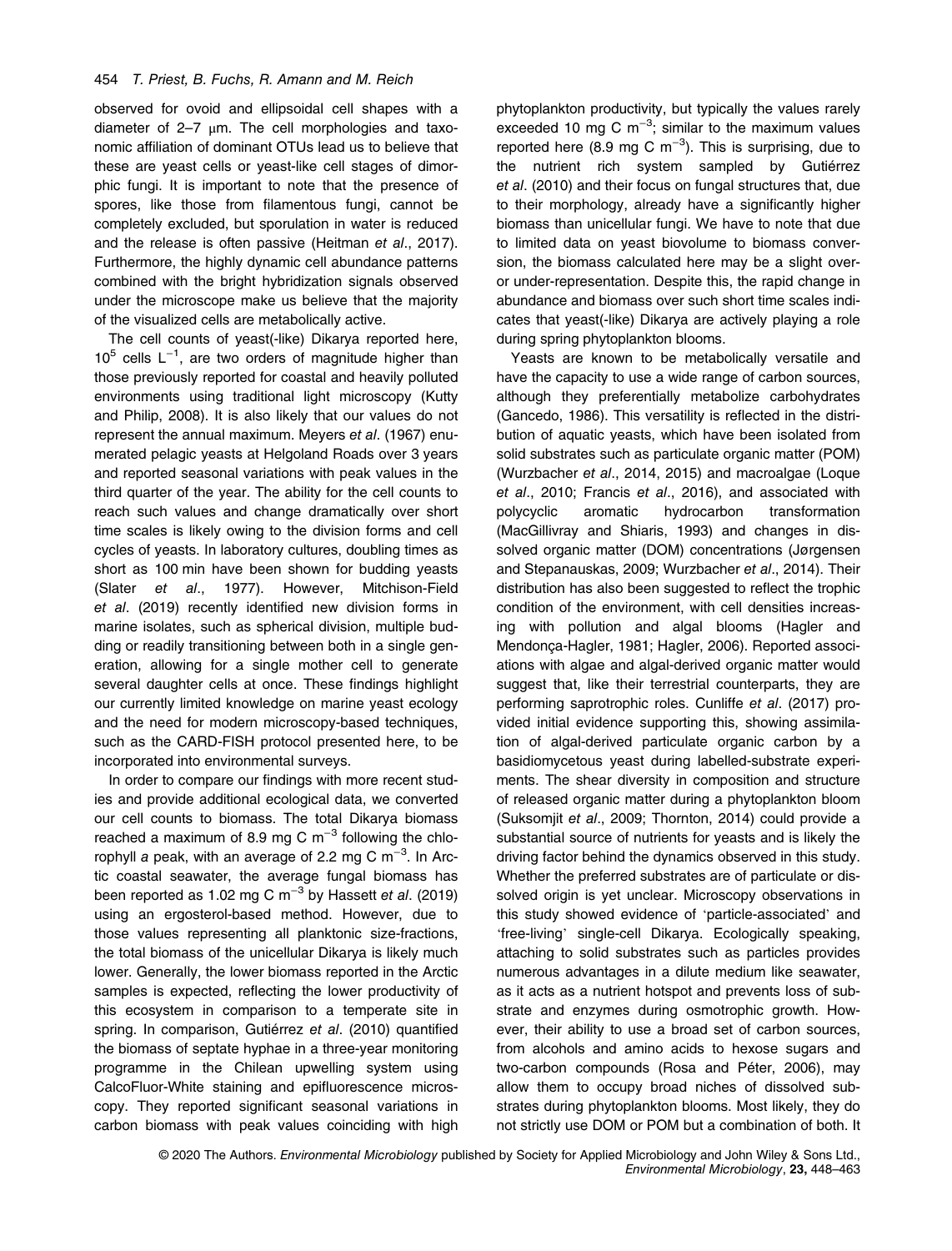observed for ovoid and ellipsoidal cell shapes with a diameter of 2–7 μm. The cell morphologies and taxonomic affiliation of dominant OTUs lead us to believe that these are yeast cells or yeast-like cell stages of dimorphic fungi. It is important to note that the presence of spores, like those from filamentous fungi, cannot be completely excluded, but sporulation in water is reduced and the release is often passive (Heitman *et al*., 2017). Furthermore, the highly dynamic cell abundance patterns combined with the bright hybridization signals observed under the microscope make us believe that the majority of the visualized cells are metabolically active.

The cell counts of yeast(-like) Dikarya reported here, $10^5$ cells $L^{-1}$, are two orders of magnitude higher than those previously reported for coastal and heavily polluted environments using traditional light microscopy (Kutty and Philip, 2008). It is also likely that our values do not represent the annual maximum. Meyers *et al*. (1967) enumerated pelagic yeasts at Helgoland Roads over 3 years and reported seasonal variations with peak values in the third quarter of the year. The ability for the cell counts to reach such values and change dramatically over short time scales is likely owing to the division forms and cell cycles of yeasts. In laboratory cultures, doubling times as short as 100 min have been shown for budding yeasts (Slater *et al*., 1977). However, Mitchison-Field *et al*. (2019) recently identified new division forms in marine isolates, such as spherical division, multiple budding or readily transitioning between both in a single generation, allowing for a single mother cell to generate several daughter cells at once. These findings highlight our currently limited knowledge on marine yeast ecology and the need for modern microscopy-based techniques, such as the CARD-FISH protocol presented here, to be incorporated into environmental surveys.

In order to compare our findings with more recent studies and provide additional ecological data, we converted our cell counts to biomass. The total Dikarya biomass reached a maximum of 8.9 mg C $m^{-3}$ following the chlorophyll *a* peak, with an average of 2.2 mg C $m^{-3}$. In Arctic coastal seawater, the average fungal biomass has been reported as 1.02 mg C $m^{-3}$ by Hassett *et al*. (2019) using an ergosterol-based method. However, due to those values representing all planktonic size-fractions, the total biomass of the unicellular Dikarya is likely much lower. Generally, the lower biomass reported in the Arctic samples is expected, reflecting the lower productivity of this ecosystem in comparison to a temperate site in spring. In comparison, Gutiérrez *et al*. (2010) quantified the biomass of septate hyphae in a three-year monitoring programme in the Chilean upwelling system using CalcoFluor-White staining and epifluorescence microscopy. They reported significant seasonal variations in carbon biomass with peak values coinciding with high phytoplankton productivity, but typically the values rarely exceeded 10 mg C $m^{-3}$; similar to the maximum values reported here (8.9 mg C $m^{-3}$). This is surprising, due to the nutrient rich system sampled by Gutiérrez *et al*. (2010) and their focus on fungal structures that, due to their morphology, already have a significantly higher biomass than unicellular fungi. We have to note that due to limited data on yeast biovolume to biomass conversion, the biomass calculated here may be a slight over- or under-representation. Despite this, the rapid change in abundance and biomass over such short time scales indicates that yeast(-like) Dikarya are actively playing a role during spring phytoplankton blooms.

Yeasts are known to be metabolically versatile and have the capacity to use a wide range of carbon sources, although they preferentially metabolize carbohydrates (Gancedo, 1986). This versatility is reflected in the distribution of aquatic yeasts, which have been isolated from solid substrates such as particulate organic matter (POM) (Wurzbacher *et al*., 2014, 2015) and macroalgae (Loque *et al*., 2010; Francis *et al*., 2016), and associated with polycyclic aromatic hydrocarbon transformation (MacGillivray and Shiaris, 1993) and changes in dissolved organic matter (DOM) concentrations (Jørgensen and Stepanauskas, 2009; Wurzbacher *et al*., 2014). Their distribution has also been suggested to reflect the trophic condition of the environment, with cell densities increasing with pollution and algal blooms (Hagler and Mendonça-Hagler, 1981; Hagler, 2006). Reported associations with algae and algal-derived organic matter would suggest that, like their terrestrial counterparts, they are performing saprotrophic roles. Cunliffe *et al*. (2017) provided initial evidence supporting this, showing assimilation of algal-derived particulate organic carbon by a basidiomycetous yeast during labelled-substrate experiments. The shear diversity in composition and structure of released organic matter during a phytoplankton bloom (Suksomjit *et al*., 2009; Thornton, 2014) could provide a substantial source of nutrients for yeasts and is likely the driving factor behind the dynamics observed in this study. Whether the preferred substrates are of particulate or dissolved origin is yet unclear. Microscopy observations in this study showed evidence of 'particle-associated' and 'free-living' single-cell Dikarya. Ecologically speaking, attaching to solid substrates such as particles provides numerous advantages in a dilute medium like seawater, as it acts as a nutrient hotspot and prevents loss of substrate and enzymes during osmotrophic growth. However, their ability to use a broad set of carbon sources, from alcohols and amino acids to hexose sugars and two-carbon compounds (Rosa and Péter, 2006), may allow them to occupy broad niches of dissolved substrates during phytoplankton blooms. Most likely, they do not strictly use DOM or POM but a combination of both. It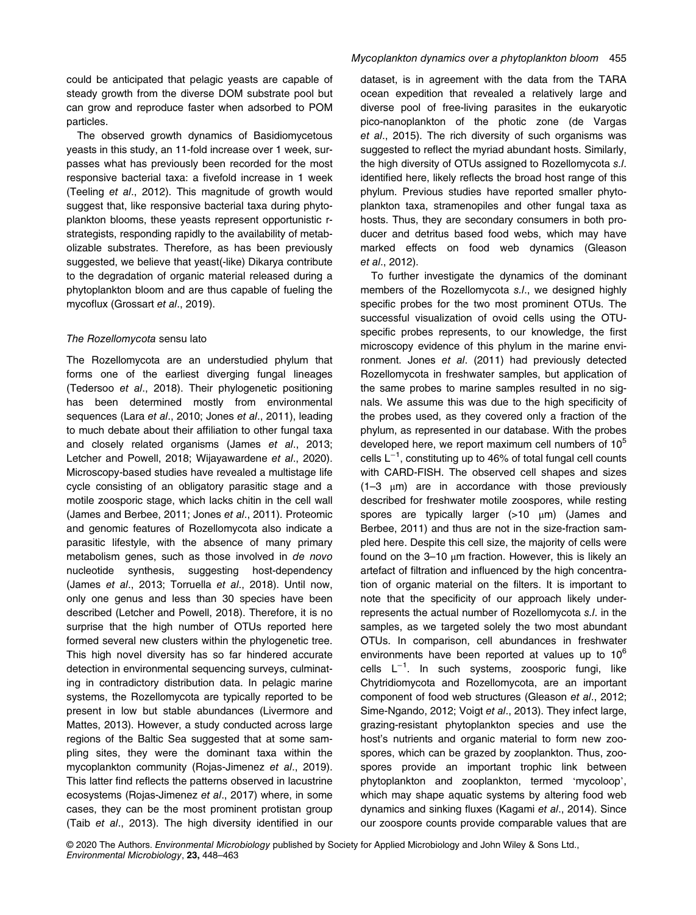could be anticipated that pelagic yeasts are capable of steady growth from the diverse DOM substrate pool but can grow and reproduce faster when adsorbed to POM particles.

The observed growth dynamics of Basidiomycetous yeasts in this study, an 11-fold increase over 1 week, surpasses what has previously been recorded for the most responsive bacterial taxa: a fivefold increase in 1 week (Teeling *et al*., 2012). This magnitude of growth would suggest that, like responsive bacterial taxa during phytoplankton blooms, these yeasts represent opportunistic r-strategists, responding rapidly to the availability of metabolizable substrates. Therefore, as has been previously suggested, we believe that yeast(-like) Dikarya contribute to the degradation of organic material released during a phytoplankton bloom and are thus capable of fueling the mycoflux (Grossart *et al*., 2019).

### *The Rozellomycota* sensu lato

The Rozellomycota are an understudied phylum that forms one of the earliest diverging fungal lineages (Tedersoo *et al*., 2018). Their phylogenetic positioning has been determined mostly from environmental sequences (Lara *et al*., 2010; Jones *et al*., 2011), leading to much debate about their affiliation to other fungal taxa and closely related organisms (James *et al*., 2013; Letcher and Powell, 2018; Wijayawardene *et al*., 2020). Microscopy-based studies have revealed a multistage life cycle consisting of an obligatory parasitic stage and a motile zoosporic stage, which lacks chitin in the cell wall (James and Berbee, 2011; Jones *et al*., 2011). Proteomic and genomic features of Rozellomycota also indicate a parasitic lifestyle, with the absence of many primary metabolism genes, such as those involved in *de novo* nucleotide synthesis, suggesting host-dependency (James *et al*., 2013; Torruella *et al*., 2018). Until now, only one genus and less than 30 species have been described (Letcher and Powell, 2018). Therefore, it is no surprise that the high number of OTUs reported here formed several new clusters within the phylogenetic tree. This high novel diversity has so far hindered accurate detection in environmental sequencing surveys, culminating in contradictory distribution data. In pelagic marine systems, the Rozellomycota are typically reported to be present in low but stable abundances (Livermore and Mattes, 2013). However, a study conducted across large regions of the Baltic Sea suggested that at some sampling sites, they were the dominant taxa within the mycoplankton community (Rojas-Jimenez *et al*., 2019). This latter find reflects the patterns observed in lacustrine ecosystems (Rojas-Jimenez *et al*., 2017) where, in some cases, they can be the most prominent protistan group (Taib *et al*., 2013). The high diversity identified in our dataset, is in agreement with the data from the TARA ocean expedition that revealed a relatively large and diverse pool of free-living parasites in the eukaryotic pico-nanoplankton of the photic zone (de Vargas *et al*., 2015). The rich diversity of such organisms was suggested to reflect the myriad abundant hosts. Similarly, the high diversity of OTUs assigned to Rozellomycota *s.l*. identified here, likely reflects the broad host range of this phylum. Previous studies have reported smaller phytoplankton taxa, stramenopiles and other fungal taxa as hosts. Thus, they are secondary consumers in both producer and detritus based food webs, which may have marked effects on food web dynamics (Gleason *et al*., 2012).

To further investigate the dynamics of the dominant members of the Rozellomycota *s.l*., we designed highly specific probes for the two most prominent OTUs. The successful visualization of ovoid cells using the OTU-specific probes represents, to our knowledge, the first microscopy evidence of this phylum in the marine environment. Jones *et al*. (2011) had previously detected Rozellomycota in freshwater samples, but application of the same probes to marine samples resulted in no signals. We assume this was due to the high specificity of the probes used, as they covered only a fraction of the phylum, as represented in our database. With the probes developed here, we report maximum cell numbers of $10^5$ cells $L^{-1}$, constituting up to 46% of total fungal cell counts with CARD-FISH. The observed cell shapes and sizes (1–3 μm) are in accordance with those previously described for freshwater motile zoospores, while resting spores are typically larger (>10 μm) (James and Berbee, 2011) and thus are not in the size-fraction sampled here. Despite this cell size, the majority of cells were found on the 3–10 μm fraction. However, this is likely an artefact of filtration and influenced by the high concentration of organic material on the filters. It is important to note that the specificity of our approach likely underrepresents the actual number of Rozellomycota *s.l*. in the samples, as we targeted solely the two most abundant OTUs. In comparison, cell abundances in freshwater environments have been reported at values up to $10^6$ cells $L^{-1}$. In such systems, zoosporic fungi, like Chytridiomycota and Rozellomycota, are an important component of food web structures (Gleason *et al*., 2012; Sime-Ngando, 2012; Voigt *et al*., 2013). They infect large, grazing-resistant phytoplankton species and use the host's nutrients and organic material to form new zoospores, which can be grazed by zooplankton. Thus, zoospores provide an important trophic link between phytoplankton and zooplankton, termed 'mycoloop', which may shape aquatic systems by altering food web dynamics and sinking fluxes (Kagami *et al*., 2014). Since our zoospore counts provide comparable values that are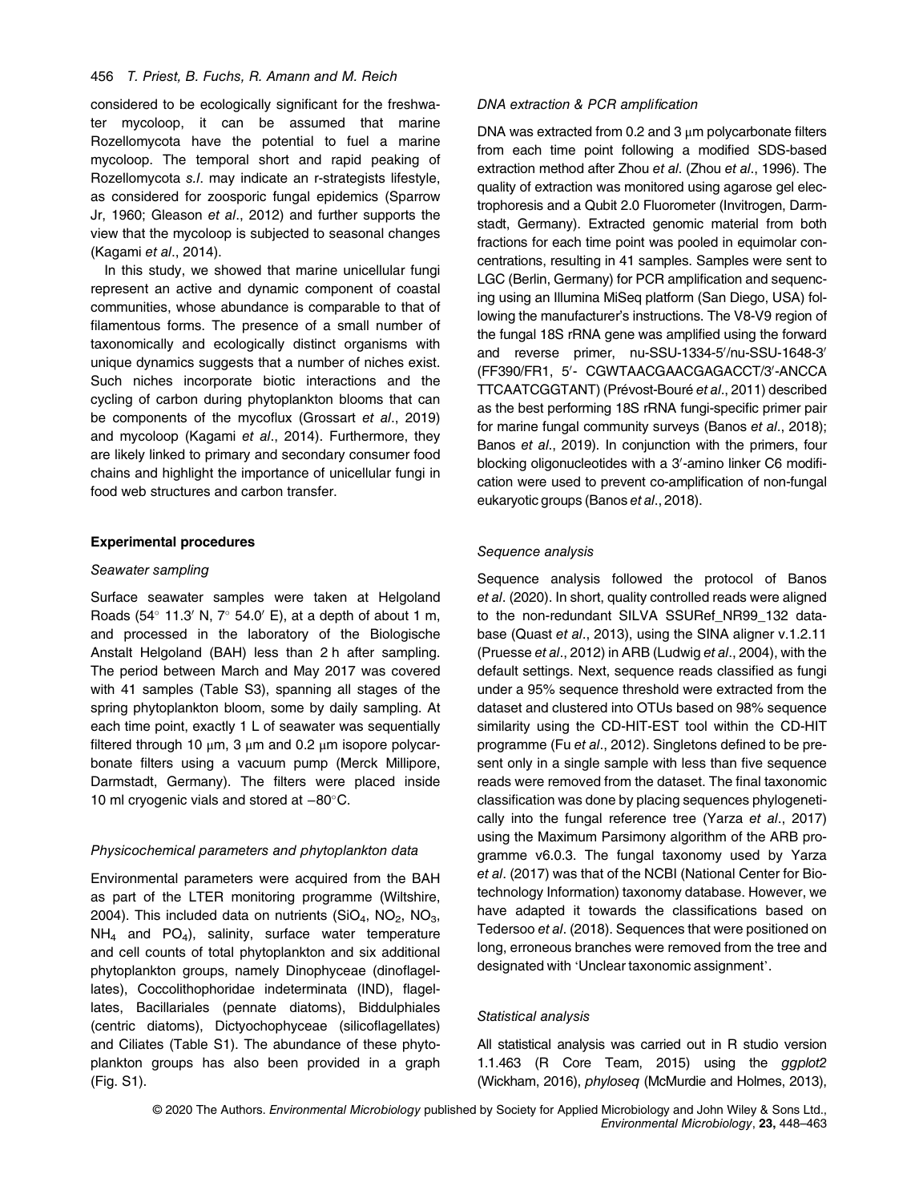considered to be ecologically significant for the freshwater mycoloop, it can be assumed that marine Rozellomycota have the potential to fuel a marine mycoloop. The temporal short and rapid peaking of Rozellomycota *s.l.* may indicate an r-strategists lifestyle, as considered for zoosporic fungal epidemics (Sparrow Jr, 1960; Gleason *et al*., 2012) and further supports the view that the mycoloop is subjected to seasonal changes (Kagami *et al*., 2014).

In this study, we showed that marine unicellular fungi represent an active and dynamic component of coastal communities, whose abundance is comparable to that of filamentous forms. The presence of a small number of taxonomically and ecologically distinct organisms with unique dynamics suggests that a number of niches exist. Such niches incorporate biotic interactions and the cycling of carbon during phytoplankton blooms that can be components of the mycoflux (Grossart *et al*., 2019) and mycoloop (Kagami *et al*., 2014). Furthermore, they are likely linked to primary and secondary consumer food chains and highlight the importance of unicellular fungi in food web structures and carbon transfer.

## Experimental procedures

### *Seawater sampling*

Surface seawater samples were taken at Helgoland Roads (54° 11.3′ N, 7° 54.0′ E), at a depth of about 1 m, and processed in the laboratory of the Biologische Anstalt Helgoland (BAH) less than 2 h after sampling. The period between March and May 2017 was covered with 41 samples (Table S3), spanning all stages of the spring phytoplankton bloom, some by daily sampling. At each time point, exactly 1 L of seawater was sequentially filtered through 10 μm, 3 μm and 0.2 μm isopore polycarbonate filters using a vacuum pump (Merck Millipore, Darmstadt, Germany). The filters were placed inside 10 ml cryogenic vials and stored at −80°C.

### *Physicochemical parameters and phytoplankton data*

Environmental parameters were acquired from the BAH as part of the LTER monitoring programme (Wiltshire, 2004). This included data on nutrients ($SiO_4$, $NO_2$, $NO_3$, $NH_4$ and $PO_4$), salinity, surface water temperature and cell counts of total phytoplankton and six additional phytoplankton groups, namely Dinophyceae (dinoflagellates), Coccolithophoridae indeterminata (IND), flagellates, Bacillariales (pennate diatoms), Biddulphiales (centric diatoms), Dictyochophyceae (silicoflagellates) and Ciliates (Table S1). The abundance of these phytoplankton groups has also been provided in a graph (Fig. S1).

### *DNA extraction & PCR amplification*

DNA was extracted from 0.2 and 3 μm polycarbonate filters from each time point following a modified SDS-based extraction method after Zhou *et al*. (Zhou *et al*., 1996). The quality of extraction was monitored using agarose gel electrophoresis and a Qubit 2.0 Fluorometer (Invitrogen, Darmstadt, Germany). Extracted genomic material from both fractions for each time point was pooled in equimolar concentrations, resulting in 41 samples. Samples were sent to LGC (Berlin, Germany) for PCR amplification and sequencing using an Illumina MiSeq platform (San Diego, USA) following the manufacturer's instructions. The V8-V9 region of the fungal 18S rRNA gene was amplified using the forward and reverse primer, nu-SSU-1334-5′/nu-SSU-1648-3′ (FF390/FR1, 5′- CGWTAACGAACGAGACCT/3′-ANCCA TTCAATCGGTANT) (Prévost-Bouré *et al*., 2011) described as the best performing 18S rRNA fungi-specific primer pair for marine fungal community surveys (Banos *et al*., 2018); Banos *et al*., 2019). In conjunction with the primers, four blocking oligonucleotides with a 3′-amino linker C6 modification were used to prevent co-amplification of non-fungal eukaryotic groups (Banos *et al*., 2018).

### *Sequence analysis*

Sequence analysis followed the protocol of Banos *et al*. (2020). In short, quality controlled reads were aligned to the non-redundant SILVA SSURef_NR99_132 database (Quast *et al*., 2013), using the SINA aligner v.1.2.11 (Pruesse *et al*., 2012) in ARB (Ludwig *et al*., 2004), with the default settings. Next, sequence reads classified as fungi under a 95% sequence threshold were extracted from the dataset and clustered into OTUs based on 98% sequence similarity using the CD-HIT-EST tool within the CD-HIT programme (Fu *et al*., 2012). Singletons defined to be present only in a single sample with less than five sequence reads were removed from the dataset. The final taxonomic classification was done by placing sequences phylogenetically into the fungal reference tree (Yarza *et al*., 2017) using the Maximum Parsimony algorithm of the ARB programme v6.0.3. The fungal taxonomy used by Yarza *et al*. (2017) was that of the NCBI (National Center for Biotechnology Information) taxonomy database. However, we have adapted it towards the classifications based on Tedersoo *et al*. (2018). Sequences that were positioned on long, erroneous branches were removed from the tree and designated with 'Unclear taxonomic assignment'.

### *Statistical analysis*

All statistical analysis was carried out in R studio version 1.1.463 (R Core Team, 2015) using the *ggplot2* (Wickham, 2016), *phyloseq* (McMurdie and Holmes, 2013),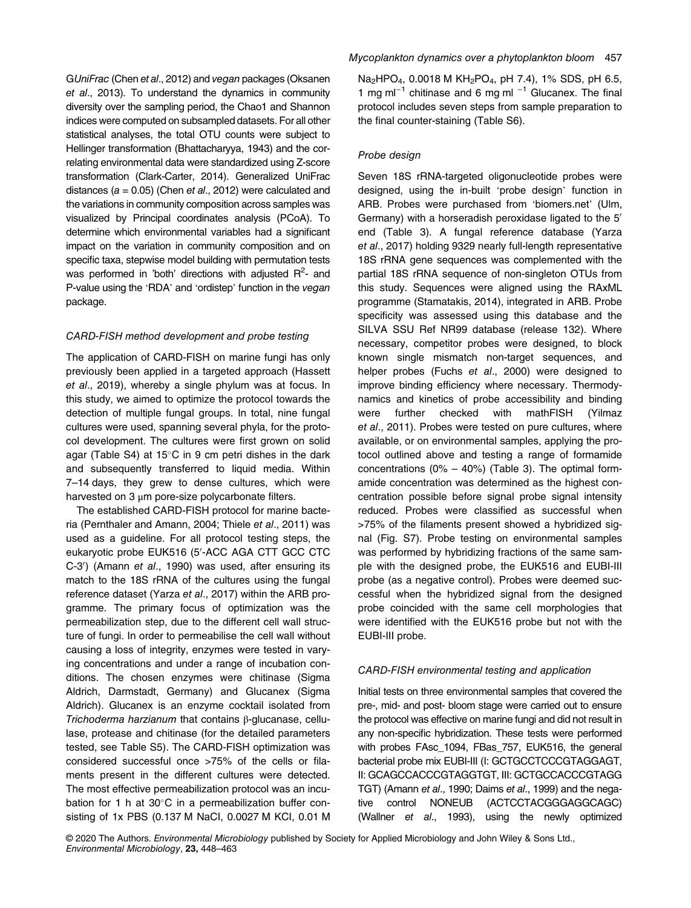G*UniFrac* (Chen *et al*., 2012) and *vegan* packages (Oksanen *et al*., 2013). To understand the dynamics in community diversity over the sampling period, the Chao1 and Shannon indices were computed on subsampled datasets. For all other statistical analyses, the total OTU counts were subject to Hellinger transformation (Bhattacharyya, 1943) and the correlating environmental data were standardized using Z-score transformation (Clark-Carter, 2014). Generalized UniFrac distances ($a = 0.05$) (Chen *et al*., 2012) were calculated and the variations in community composition across samples was visualized by Principal coordinates analysis (PCoA). To determine which environmental variables had a significant impact on the variation in community composition and on specific taxa, stepwise model building with permutation tests was performed in 'both' directions with adjusted $R^2$- and P-value using the 'RDA' and 'ordistep' function in the *vegan* package.

### *CARD-FISH method development and probe testing*

The application of CARD-FISH on marine fungi has only previously been applied in a targeted approach (Hassett *et al*., 2019), whereby a single phylum was at focus. In this study, we aimed to optimize the protocol towards the detection of multiple fungal groups. In total, nine fungal cultures were used, spanning several phyla, for the protocol development. The cultures were first grown on solid agar (Table S4) at 15°C in 9 cm petri dishes in the dark and subsequently transferred to liquid media. Within 7–14 days, they grew to dense cultures, which were harvested on 3 μm pore-size polycarbonate filters.

The established CARD-FISH protocol for marine bacteria (Pernthaler and Amann, 2004; Thiele *et al*., 2011) was used as a guideline. For all protocol testing steps, the eukaryotic probe EUK516 (5′-ACC AGA CTT GCC CTC C-3′) (Amann *et al*., 1990) was used, after ensuring its match to the 18S rRNA of the cultures using the fungal reference dataset (Yarza *et al*., 2017) within the ARB programme. The primary focus of optimization was the permeabilization step, due to the different cell wall structure of fungi. In order to permeabilise the cell wall without causing a loss of integrity, enzymes were tested in varying concentrations and under a range of incubation conditions. The chosen enzymes were chitinase (Sigma Aldrich, Darmstadt, Germany) and Glucanex (Sigma Aldrich). Glucanex is an enzyme cocktail isolated from *Trichoderma harzianum* that contains β-glucanase, cellulase, protease and chitinase (for the detailed parameters tested, see Table S5). The CARD-FISH optimization was considered successful once >75% of the cells or filaments present in the different cultures were detected. The most effective permeabilization protocol was an incubation for 1 h at 30°C in a permeabilization buffer consisting of 1x PBS (0.137 M NaCl, 0.0027 M KCl, 0.01 M $Na_2HPO_4$, 0.0018 M $KH_2PO_4$, pH 7.4), 1% SDS, pH 6.5, 1 mg $ml^{-1}$ chitinase and 6 mg $ml^{-1}$ Glucanex. The final protocol includes seven steps from sample preparation to the final counter-staining (Table S6).

### *Probe design*

Seven 18S rRNA-targeted oligonucleotide probes were designed, using the in-built 'probe design' function in ARB. Probes were purchased from 'biomers.net' (Ulm, Germany) with a horseradish peroxidase ligated to the 5′ end (Table 3). A fungal reference database (Yarza *et al*., 2017) holding 9329 nearly full-length representative 18S rRNA gene sequences was complemented with the partial 18S rRNA sequence of non-singleton OTUs from this study. Sequences were aligned using the RAxML programme (Stamatakis, 2014), integrated in ARB. Probe specificity was assessed using this database and the SILVA SSU Ref NR99 database (release 132). Where necessary, competitor probes were designed, to block known single mismatch non-target sequences, and helper probes (Fuchs *et al*., 2000) were designed to improve binding efficiency where necessary. Thermodynamics and kinetics of probe accessibility and binding were further checked with mathFISH (Yilmaz *et al*., 2011). Probes were tested on pure cultures, where available, or on environmental samples, applying the protocol outlined above and testing a range of formamide concentrations (0% – 40%) (Table 3). The optimal formamide concentration was determined as the highest concentration possible before signal probe signal intensity reduced. Probes were classified as successful when >75% of the filaments present showed a hybridized signal (Fig. S7). Probe testing on environmental samples was performed by hybridizing fractions of the same sample with the designed probe, the EUK516 and EUBI-III probe (as a negative control). Probes were deemed successful when the hybridized signal from the designed probe coincided with the same cell morphologies that were identified with the EUK516 probe but not with the EUBI-III probe.

### *CARD-FISH environmental testing and application*

Initial tests on three environmental samples that covered the pre-, mid- and post- bloom stage were carried out to ensure the protocol was effective on marine fungi and did not result in any non-specific hybridization. These tests were performed with probes FAsc_1094, FBas_757, EUK516, the general bacterial probe mix EUBI-III (I: GCTGCCTCCCGTAGGAGT, II: GCAGCCACCCGTAGGTGT, III: GCTGCCACCCGTAGG TGT) (Amann *et al*., 1990; Daims *et al*., 1999) and the negative control NONEUB (ACTCCTACGGGAGGCAGC) (Wallner *et al*., 1993), using the newly optimized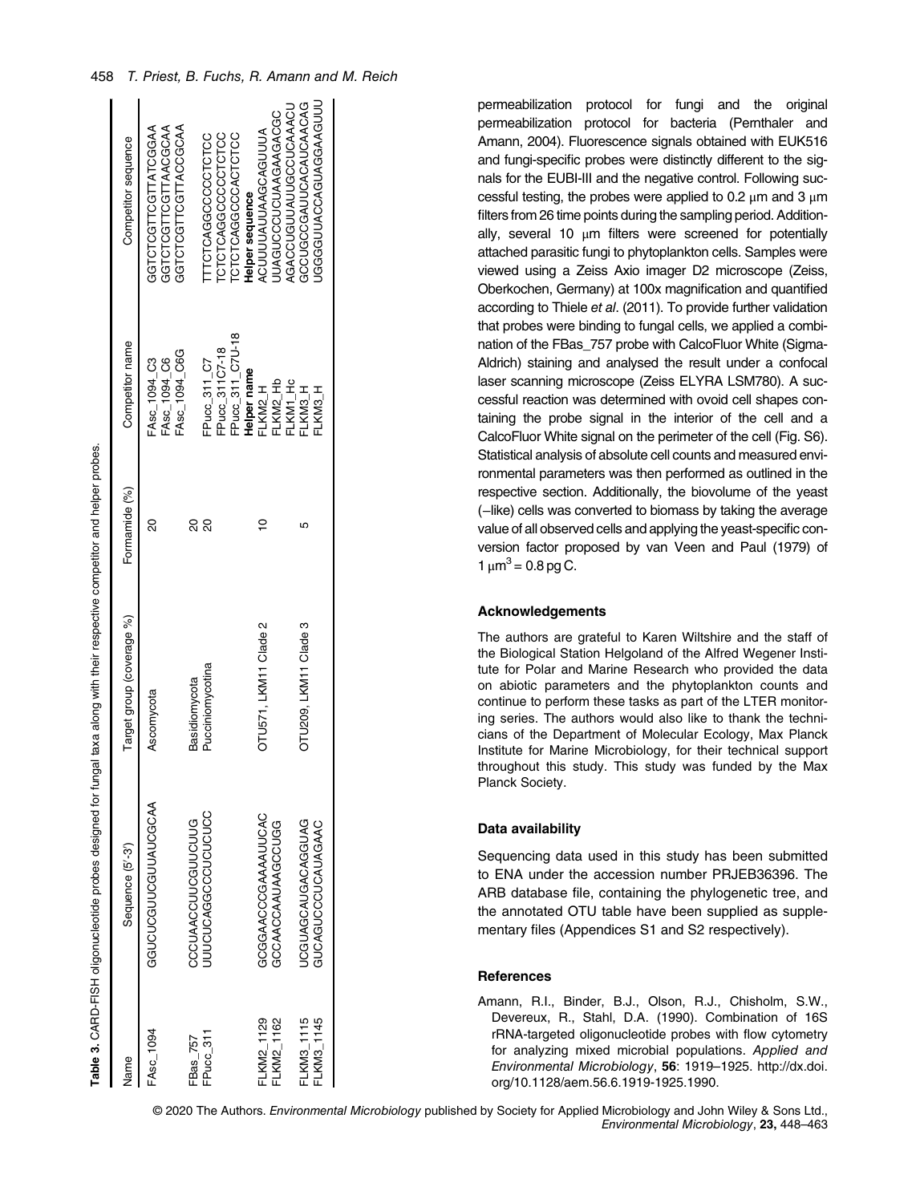**Table 3.** CARD-FISH oligonucleotide probes designed for fungal taxa along with their respective competitor and helper probes.

| Name | Sequence (5'-3') | Target group (coverage %) | Formamide (%) | Competitor name | Competitor sequence |
|---|---|---|---|---|---|
| FAsc_1094 | GGUCUCGUUCGUUAUCGCAA | Ascomycota | 20 | FAsc_1094_C3 | GGTCTCGTTCGTTATCGGAA |
| | | | | FAsc_1094_C6 | GGTCTCGTTCGTTAACGCAA |
| | | | | FAsc_1094_C6G | GGTCTCGTTCGTTACCGCAA |
| FBas_757 | CCCUAACCUUCGUUCUUG | Basidiomycota | 20 | | |
| FPucc_311 | UUUCUCAGGCCCUCUCUCC | Pucciniomycotina | 20 | FPucc_311_C7 | TTTCTCAGGCCCCCTCTCC |
| | | | | FPucc_311C7-18 | TCTCTCAGGCCCCCTCTCC |
| | | | | FPucc_311_C7U-18 | TCTCTCAGGCCCACTCTCC |
| | | | | **Helper name** | **Helper sequence** |
| FLKM2_1129 | GCGGAACCCGAAAAUUCAC | OTU571, LKM11 Clade 2 | 10 | FLKM2_H | ACUUUUAUUAAGCAGUUUA |
| FLKM2_1162 | GCCAACCAAUAAGCCUGG | | | FLKM2_Hb | UUAGUCCCUCUAAGAAGACGC |
| | | | | FLKM1_Hc | AGACCUGUUAUUGCCUCAAACU |
| FLKM3_1115 | UCGUAGCAUGACAGGUAG | OTU209, LKM11 Clade 3 | 5 | FLKM3_H | GCCUGCCGAUUCACAUCAACAG |
| FLKM3_1145 | GUCAGUCCCUCAUAGAAC | | | FLKM3_H | UGGGUUACCAGUAGGAAGUUU |

permeabilization protocol for fungi and the original permeabilization protocol for bacteria (Pernthaler and Amann, 2004). Fluorescence signals obtained with EUK516 and fungi-specific probes were distinctly different to the signals for the EUBI-III and the negative control. Following successful testing, the probes were applied to 0.2 μm and 3 μm filters from 26 time points during the sampling period. Additionally, several 10 μm filters were screened for potentially attached parasitic fungi to phytoplankton cells. Samples were viewed using a Zeiss Axio imager D2 microscope (Zeiss, Oberkochen, Germany) at 100x magnification and quantified according to Thiele *et al*. (2011). To provide further validation that probes were binding to fungal cells, we applied a combination of the FBas_757 probe with CalcoFluor White (Sigma-Aldrich) staining and analysed the result under a confocal laser scanning microscope (Zeiss ELYRA LSM780). A successful reaction was determined with ovoid cell shapes containing the probe signal in the interior of the cell and a CalcoFluor White signal on the perimeter of the cell (Fig. S6). Statistical analysis of absolute cell counts and measured environmental parameters was then performed as outlined in the respective section. Additionally, the biovolume of the yeast (−like) cells was converted to biomass by taking the average value of all observed cells and applying the yeast-specific conversion factor proposed by van Veen and Paul (1979) of $1\ \mu m^3 = 0.8$ pg C.

### Acknowledgements

The authors are grateful to Karen Wiltshire and the staff of the Biological Station Helgoland of the Alfred Wegener Institute for Polar and Marine Research who provided the data on abiotic parameters and the phytoplankton counts and continue to perform these tasks as part of the LTER monitoring series. The authors would also like to thank the technicians of the Department of Molecular Ecology, Max Planck Institute for Marine Microbiology, for their technical support throughout this study. This study was funded by the Max Planck Society.

### Data availability

Sequencing data used in this study has been submitted to ENA under the accession number PRJEB36396. The ARB database file, containing the phylogenetic tree, and the annotated OTU table have been supplied as supplementary files (Appendices S1 and S2 respectively).

### References

Amann, R.I., Binder, B.J., Olson, R.J., Chisholm, S.W., Devereux, R., Stahl, D.A. (1990). Combination of 16S rRNA-targeted oligonucleotide probes with flow cytometry for analyzing mixed microbial populations. *Applied and Environmental Microbiology*, **56**: 1919–1925. http://dx.doi.org/10.1128/aem.56.6.1919-1925.1990.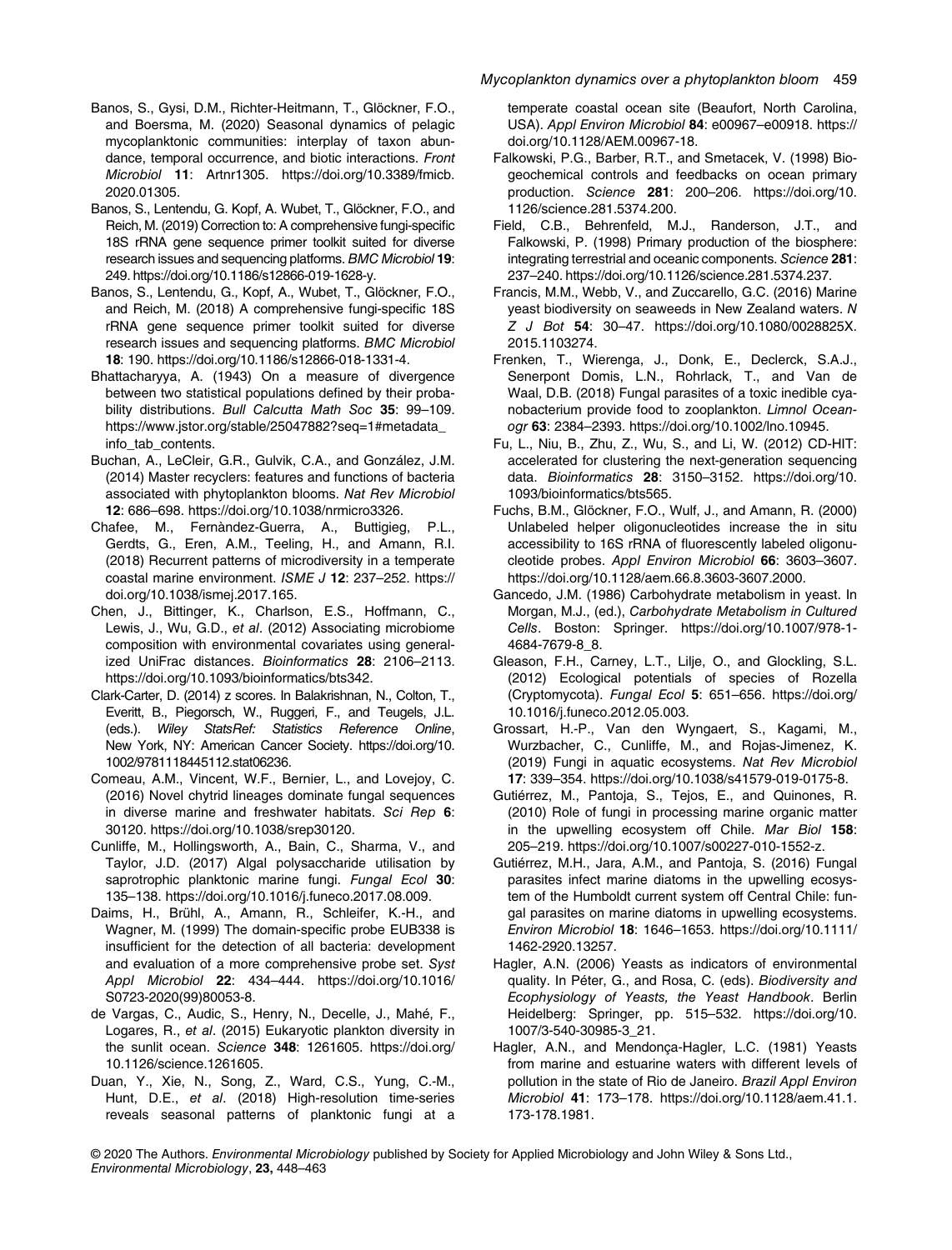Banos, S., Gysi, D.M., Richter-Heitmann, T., Glöckner, F.O., and Boersma, M. (2020) Seasonal dynamics of pelagic mycoplanktonic communities: interplay of taxon abundance, temporal occurrence, and biotic interactions. *Front Microbiol* **11**: Artnr1305. https://doi.org/10.3389/fmicb.2020.01305.

Banos, S., Lentendu, G. Kopf, A. Wubet, T., Glöckner, F.O., and Reich, M. (2019) Correction to: A comprehensive fungi-specific 18S rRNA gene sequence primer toolkit suited for diverse research issues and sequencing platforms. *BMC Microbiol* **19**: 249. https://doi.org/10.1186/s12866-019-1628-y.

Banos, S., Lentendu, G., Kopf, A., Wubet, T., Glöckner, F.O., and Reich, M. (2018) A comprehensive fungi-specific 18S rRNA gene sequence primer toolkit suited for diverse research issues and sequencing platforms. *BMC Microbiol* **18**: 190. https://doi.org/10.1186/s12866-018-1331-4.

Bhattacharyya, A. (1943) On a measure of divergence between two statistical populations defined by their probability distributions. *Bull Calcutta Math Soc* **35**: 99–109. https://www.jstor.org/stable/25047882?seq=1#metadata_info_tab_contents.

Buchan, A., LeCleir, G.R., Gulvik, C.A., and González, J.M. (2014) Master recyclers: features and functions of bacteria associated with phytoplankton blooms. *Nat Rev Microbiol* **12**: 686–698. https://doi.org/10.1038/nrmicro3326.

Chafee, M., Fernàndez-Guerra, A., Buttigieg, P.L., Gerdts, G., Eren, A.M., Teeling, H., and Amann, R.I. (2018) Recurrent patterns of microdiversity in a temperate coastal marine environment. *ISME J* **12**: 237–252. https://doi.org/10.1038/ismej.2017.165.

Chen, J., Bittinger, K., Charlson, E.S., Hoffmann, C., Lewis, J., Wu, G.D., *et al*. (2012) Associating microbiome composition with environmental covariates using generalized UniFrac distances. *Bioinformatics* **28**: 2106–2113. https://doi.org/10.1093/bioinformatics/bts342.

Clark-Carter, D. (2014) z scores. In Balakrishnan, N., Colton, T., Everitt, B., Piegorsch, W., Ruggeri, F., and Teugels, J.L. (eds.). *Wiley StatsRef: Statistics Reference Online*, New York, NY: American Cancer Society. https://doi.org/10.1002/9781118445112.stat06236.

Comeau, A.M., Vincent, W.F., Bernier, L., and Lovejoy, C. (2016) Novel chytrid lineages dominate fungal sequences in diverse marine and freshwater habitats. *Sci Rep* **6**: 30120. https://doi.org/10.1038/srep30120.

Cunliffe, M., Hollingsworth, A., Bain, C., Sharma, V., and Taylor, J.D. (2017) Algal polysaccharide utilisation by saprotrophic planktonic marine fungi. *Fungal Ecol* **30**: 135–138. https://doi.org/10.1016/j.funeco.2017.08.009.

Daims, H., Brühl, A., Amann, R., Schleifer, K.-H., and Wagner, M. (1999) The domain-specific probe EUB338 is insufficient for the detection of all bacteria: development and evaluation of a more comprehensive probe set. *Syst Appl Microbiol* **22**: 434–444. https://doi.org/10.1016/S0723-2020(99)80053-8.

de Vargas, C., Audic, S., Henry, N., Decelle, J., Mahé, F., Logares, R., *et al*. (2015) Eukaryotic plankton diversity in the sunlit ocean. *Science* **348**: 1261605. https://doi.org/10.1126/science.1261605.

Duan, Y., Xie, N., Song, Z., Ward, C.S., Yung, C.-M., Hunt, D.E., *et al*. (2018) High-resolution time-series reveals seasonal patterns of planktonic fungi at a temperate coastal ocean site (Beaufort, North Carolina, USA). *Appl Environ Microbiol* **84**: e00967–e00918. https://doi.org/10.1128/AEM.00967-18.

Falkowski, P.G., Barber, R.T., and Smetacek, V. (1998) Biogeochemical controls and feedbacks on ocean primary production. *Science* **281**: 200–206. https://doi.org/10.1126/science.281.5374.200.

Field, C.B., Behrenfeld, M.J., Randerson, J.T., and Falkowski, P. (1998) Primary production of the biosphere: integrating terrestrial and oceanic components. *Science* **281**: 237–240. https://doi.org/10.1126/science.281.5374.237.

Francis, M.M., Webb, V., and Zuccarello, G.C. (2016) Marine yeast biodiversity on seaweeds in New Zealand waters. *N Z J Bot* **54**: 30–47. https://doi.org/10.1080/0028825X.2015.1103274.

Frenken, T., Wierenga, J., Donk, E., Declerck, S.A.J., Senerpont Domis, L.N., Rohrlack, T., and Van de Waal, D.B. (2018) Fungal parasites of a toxic inedible cyanobacterium provide food to zooplankton. *Limnol Oceanogr* **63**: 2384–2393. https://doi.org/10.1002/lno.10945.

Fu, L., Niu, B., Zhu, Z., Wu, S., and Li, W. (2012) CD-HIT: accelerated for clustering the next-generation sequencing data. *Bioinformatics* **28**: 3150–3152. https://doi.org/10.1093/bioinformatics/bts565.

Fuchs, B.M., Glöckner, F.O., Wulf, J., and Amann, R. (2000) Unlabeled helper oligonucleotides increase the in situ accessibility to 16S rRNA of fluorescently labeled oligonucleotide probes. *Appl Environ Microbiol* **66**: 3603–3607. https://doi.org/10.1128/aem.66.8.3603-3607.2000.

Gancedo, J.M. (1986) Carbohydrate metabolism in yeast. In Morgan, M.J., (ed.), *Carbohydrate Metabolism in Cultured Cells*. Boston: Springer. https://doi.org/10.1007/978-1-4684-7679-8_8.

Gleason, F.H., Carney, L.T., Lilje, O., and Glockling, S.L. (2012) Ecological potentials of species of Rozella (Cryptomycota). *Fungal Ecol* **5**: 651–656. https://doi.org/10.1016/j.funeco.2012.05.003.

Grossart, H.-P., Van den Wyngaert, S., Kagami, M., Wurzbacher, C., Cunliffe, M., and Rojas-Jimenez, K. (2019) Fungi in aquatic ecosystems. *Nat Rev Microbiol* **17**: 339–354. https://doi.org/10.1038/s41579-019-0175-8.

Gutiérrez, M., Pantoja, S., Tejos, E., and Quinones, R. (2010) Role of fungi in processing marine organic matter in the upwelling ecosystem off Chile. *Mar Biol* **158**: 205–219. https://doi.org/10.1007/s00227-010-1552-z.

Gutiérrez, M.H., Jara, A.M., and Pantoja, S. (2016) Fungal parasites infect marine diatoms in the upwelling ecosystem of the Humboldt current system off Central Chile: fungal parasites on marine diatoms in upwelling ecosystems. *Environ Microbiol* **18**: 1646–1653. https://doi.org/10.1111/1462-2920.13257.

Hagler, A.N. (2006) Yeasts as indicators of environmental quality. In Péter, G., and Rosa, C. (eds). *Biodiversity and Ecophysiology of Yeasts, the Yeast Handbook*. Berlin Heidelberg: Springer, pp. 515–532. https://doi.org/10.1007/3-540-30985-3_21.

Hagler, A.N., and Mendonça-Hagler, L.C. (1981) Yeasts from marine and estuarine waters with different levels of pollution in the state of Rio de Janeiro. *Brazil Appl Environ Microbiol* **41**: 173–178. https://doi.org/10.1128/aem.41.1.173-178.1981.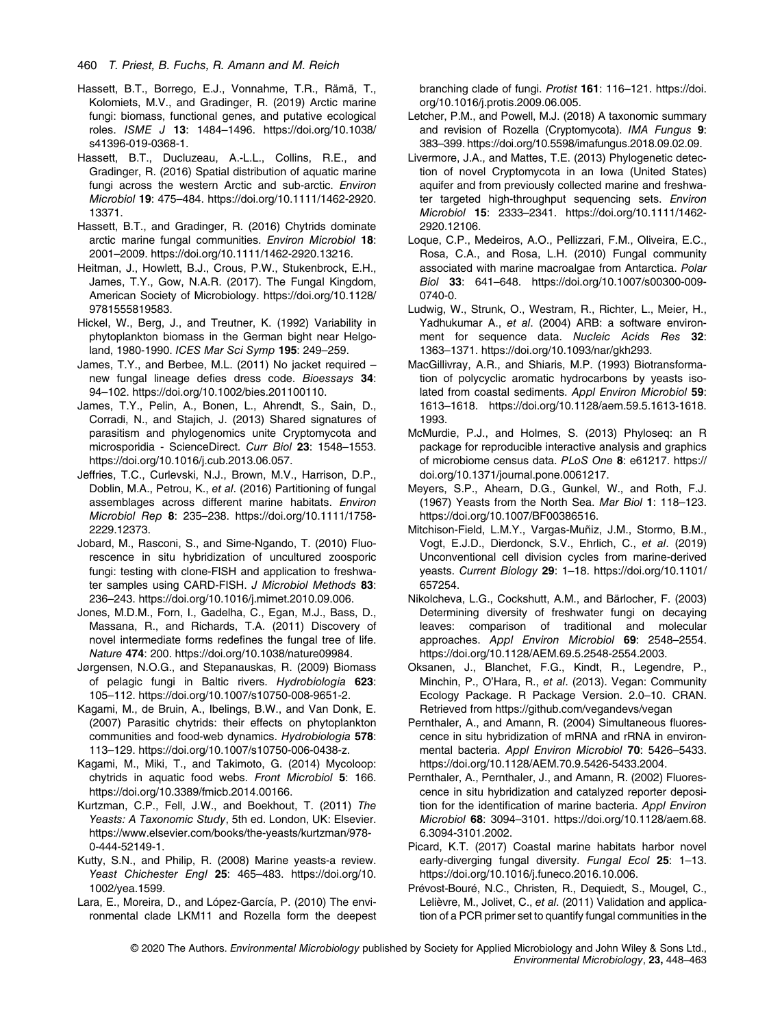Hassett, B.T., Borrego, E.J., Vonnahme, T.R., Rämä, T., Kolomiets, M.V., and Gradinger, R. (2019) Arctic marine fungi: biomass, functional genes, and putative ecological roles. *ISME J* **13**: 1484–1496. https://doi.org/10.1038/s41396-019-0368-1.

Hassett, B.T., Ducluzeau, A.-L.L., Collins, R.E., and Gradinger, R. (2016) Spatial distribution of aquatic marine fungi across the western Arctic and sub-arctic. *Environ Microbiol* **19**: 475–484. https://doi.org/10.1111/1462-2920.13371.

Hassett, B.T., and Gradinger, R. (2016) Chytrids dominate arctic marine fungal communities. *Environ Microbiol* **18**: 2001–2009. https://doi.org/10.1111/1462-2920.13216.

Heitman, J., Howlett, B.J., Crous, P.W., Stukenbrock, E.H., James, T.Y., Gow, N.A.R. (2017). The Fungal Kingdom, American Society of Microbiology. https://doi.org/10.1128/9781555819583.

Hickel, W., Berg, J., and Treutner, K. (1992) Variability in phytoplankton biomass in the German bight near Helgoland, 1980-1990. *ICES Mar Sci Symp* **195**: 249–259.

James, T.Y., and Berbee, M.L. (2011) No jacket required – new fungal lineage defies dress code. *Bioessays* **34**: 94–102. https://doi.org/10.1002/bies.201100110.

James, T.Y., Pelin, A., Bonen, L., Ahrendt, S., Sain, D., Corradi, N., and Stajich, J. (2013) Shared signatures of parasitism and phylogenomics unite Cryptomycota and microsporidia - ScienceDirect. *Curr Biol* **23**: 1548–1553. https://doi.org/10.1016/j.cub.2013.06.057.

Jeffries, T.C., Curlevski, N.J., Brown, M.V., Harrison, D.P., Doblin, M.A., Petrou, K., *et al*. (2016) Partitioning of fungal assemblages across different marine habitats. *Environ Microbiol Rep* **8**: 235–238. https://doi.org/10.1111/1758-2229.12373.

Jobard, M., Rasconi, S., and Sime-Ngando, T. (2010) Fluorescence in situ hybridization of uncultured zoosporic fungi: testing with clone-FISH and application to freshwater samples using CARD-FISH. *J Microbiol Methods* **83**: 236–243. https://doi.org/10.1016/j.mimet.2010.09.006.

Jones, M.D.M., Forn, I., Gadelha, C., Egan, M.J., Bass, D., Massana, R., and Richards, T.A. (2011) Discovery of novel intermediate forms redefines the fungal tree of life. *Nature* **474**: 200. https://doi.org/10.1038/nature09984.

Jørgensen, N.O.G., and Stepanauskas, R. (2009) Biomass of pelagic fungi in Baltic rivers. *Hydrobiologia* **623**: 105–112. https://doi.org/10.1007/s10750-008-9651-2.

Kagami, M., de Bruin, A., Ibelings, B.W., and Van Donk, E. (2007) Parasitic chytrids: their effects on phytoplankton communities and food-web dynamics. *Hydrobiologia* **578**: 113–129. https://doi.org/10.1007/s10750-006-0438-z.

Kagami, M., Miki, T., and Takimoto, G. (2014) Mycoloop: chytrids in aquatic food webs. *Front Microbiol* **5**: 166. https://doi.org/10.3389/fmicb.2014.00166.

Kurtzman, C.P., Fell, J.W., and Boekhout, T. (2011) *The Yeasts: A Taxonomic Study*, 5th ed. London, UK: Elsevier. https://www.elsevier.com/books/the-yeasts/kurtzman/978-0-444-52149-1.

Kutty, S.N., and Philip, R. (2008) Marine yeasts-a review. *Yeast Chichester Engl* **25**: 465–483. https://doi.org/10.1002/yea.1599.

Lara, E., Moreira, D., and López-García, P. (2010) The environmental clade LKM11 and Rozella form the deepest branching clade of fungi. *Protist* **161**: 116–121. https://doi.org/10.1016/j.protis.2009.06.005.

Letcher, P.M., and Powell, M.J. (2018) A taxonomic summary and revision of Rozella (Cryptomycota). *IMA Fungus* **9**: 383–399. https://doi.org/10.5598/imafungus.2018.09.02.09.

Livermore, J.A., and Mattes, T.E. (2013) Phylogenetic detection of novel Cryptomycota in an Iowa (United States) aquifer and from previously collected marine and freshwater targeted high-throughput sequencing sets. *Environ Microbiol* **15**: 2333–2341. https://doi.org/10.1111/1462-2920.12106.

Loque, C.P., Medeiros, A.O., Pellizzari, F.M., Oliveira, E.C., Rosa, C.A., and Rosa, L.H. (2010) Fungal community associated with marine macroalgae from Antarctica. *Polar Biol* **33**: 641–648. https://doi.org/10.1007/s00300-009-0740-0.

Ludwig, W., Strunk, O., Westram, R., Richter, L., Meier, H., Yadhukumar A., *et al*. (2004) ARB: a software environment for sequence data. *Nucleic Acids Res* **32**: 1363–1371. https://doi.org/10.1093/nar/gkh293.

MacGillivray, A.R., and Shiaris, M.P. (1993) Biotransformation of polycyclic aromatic hydrocarbons by yeasts isolated from coastal sediments. *Appl Environ Microbiol* **59**: 1613–1618. https://doi.org/10.1128/aem.59.5.1613-1618.1993.

McMurdie, P.J., and Holmes, S. (2013) Phyloseq: an R package for reproducible interactive analysis and graphics of microbiome census data. *PLoS One* **8**: e61217. https://doi.org/10.1371/journal.pone.0061217.

Meyers, S.P., Ahearn, D.G., Gunkel, W., and Roth, F.J. (1967) Yeasts from the North Sea. *Mar Biol* **1**: 118–123. https://doi.org/10.1007/BF00386516.

Mitchison-Field, L.M.Y., Vargas-Muñiz, J.M., Stormo, B.M., Vogt, E.J.D., Dierdonck, S.V., Ehrlich, C., *et al*. (2019) Unconventional cell division cycles from marine-derived yeasts. *Current Biology* **29**: 1–18. https://doi.org/10.1101/657254.

Nikolcheva, L.G., Cockshutt, A.M., and Bärlocher, F. (2003) Determining diversity of freshwater fungi on decaying leaves: comparison of traditional and molecular approaches. *Appl Environ Microbiol* **69**: 2548–2554. https://doi.org/10.1128/AEM.69.5.2548-2554.2003.

Oksanen, J., Blanchet, F.G., Kindt, R., Legendre, P., Minchin, P., O'Hara, R., *et al*. (2013). Vegan: Community Ecology Package. R Package Version. 2.0–10. CRAN. Retrieved from https://github.com/vegandevs/vegan

Pernthaler, A., and Amann, R. (2004) Simultaneous fluorescence in situ hybridization of mRNA and rRNA in environmental bacteria. *Appl Environ Microbiol* **70**: 5426–5433. https://doi.org/10.1128/AEM.70.9.5426-5433.2004.

Pernthaler, A., Pernthaler, J., and Amann, R. (2002) Fluorescence in situ hybridization and catalyzed reporter deposition for the identification of marine bacteria. *Appl Environ Microbiol* **68**: 3094–3101. https://doi.org/10.1128/aem.68.6.3094-3101.2002.

Picard, K.T. (2017) Coastal marine habitats harbor novel early-diverging fungal diversity. *Fungal Ecol* **25**: 1–13. https://doi.org/10.1016/j.funeco.2016.10.006.

Prévost-Bouré, N.C., Christen, R., Dequiedt, S., Mougel, C., Lelièvre, M., Jolivet, C., *et al*. (2011) Validation and application of a PCR primer set to quantify fungal communities in the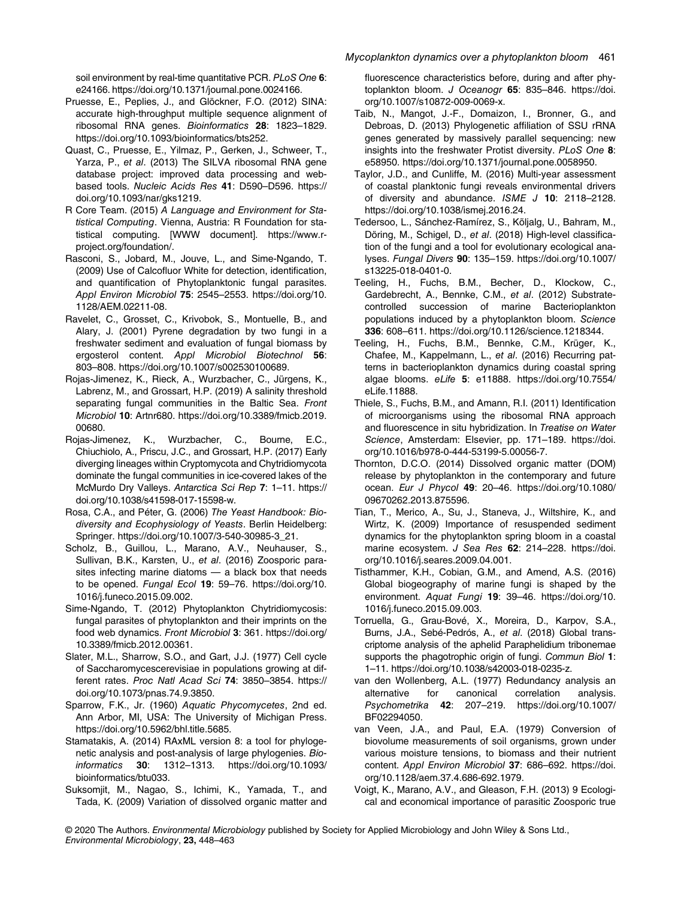soil environment by real-time quantitative PCR. *PLoS One* **6**: e24166. https://doi.org/10.1371/journal.pone.0024166.

Pruesse, E., Peplies, J., and Glöckner, F.O. (2012) SINA: accurate high-throughput multiple sequence alignment of ribosomal RNA genes. *Bioinformatics* **28**: 1823–1829. https://doi.org/10.1093/bioinformatics/bts252.

Quast, C., Pruesse, E., Yilmaz, P., Gerken, J., Schweer, T., Yarza, P., *et al*. (2013) The SILVA ribosomal RNA gene database project: improved data processing and web-based tools. *Nucleic Acids Res* **41**: D590–D596. https://doi.org/10.1093/nar/gks1219.

R Core Team. (2015) *A Language and Environment for Statistical Computing*. Vienna, Austria: R Foundation for statistical computing. [WWW document]. https://www.r-project.org/foundation/.

Rasconi, S., Jobard, M., Jouve, L., and Sime-Ngando, T. (2009) Use of Calcofluor White for detection, identification, and quantification of Phytoplanktonic fungal parasites. *Appl Environ Microbiol* **75**: 2545–2553. https://doi.org/10.1128/AEM.02211-08.

Ravelet, C., Grosset, C., Krivobok, S., Montuelle, B., and Alary, J. (2001) Pyrene degradation by two fungi in a freshwater sediment and evaluation of fungal biomass by ergosterol content. *Appl Microbiol Biotechnol* **56**: 803–808. https://doi.org/10.1007/s002530100689.

Rojas-Jimenez, K., Rieck, A., Wurzbacher, C., Jürgens, K., Labrenz, M., and Grossart, H.P. (2019) A salinity threshold separating fungal communities in the Baltic Sea. *Front Microbiol* **10**: Artnr680. https://doi.org/10.3389/fmicb.2019.00680.

Rojas-Jimenez, K., Wurzbacher, C., Bourne, E.C., Chiuchiolo, A., Priscu, J.C., and Grossart, H.P. (2017) Early diverging lineages within Cryptomycota and Chytridiomycota dominate the fungal communities in ice-covered lakes of the McMurdo Dry Valleys. *Antarctica Sci Rep* **7**: 1–11. https://doi.org/10.1038/s41598-017-15598-w.

Rosa, C.A., and Péter, G. (2006) *The Yeast Handbook: Biodiversity and Ecophysiology of Yeasts*. Berlin Heidelberg: Springer. https://doi.org/10.1007/3-540-30985-3_21.

Scholz, B., Guillou, L., Marano, A.V., Neuhauser, S., Sullivan, B.K., Karsten, U., *et al*. (2016) Zoosporic parasites infecting marine diatoms — a black box that needs to be opened. *Fungal Ecol* **19**: 59–76. https://doi.org/10.1016/j.funeco.2015.09.002.

Sime-Ngando, T. (2012) Phytoplankton Chytridiomycosis: fungal parasites of phytoplankton and their imprints on the food web dynamics. *Front Microbiol* **3**: 361. https://doi.org/10.3389/fmicb.2012.00361.

Slater, M.L., Sharrow, S.O., and Gart, J.J. (1977) Cell cycle of Saccharomycescerevisiae in populations growing at different rates. *Proc Natl Acad Sci* **74**: 3850–3854. https://doi.org/10.1073/pnas.74.9.3850.

Sparrow, F.K., Jr. (1960) *Aquatic Phycomycetes*, 2nd ed. Ann Arbor, MI, USA: The University of Michigan Press. https://doi.org/10.5962/bhl.title.5685.

Stamatakis, A. (2014) RAxML version 8: a tool for phylogenetic analysis and post-analysis of large phylogenies. *Bioinformatics* **30**: 1312–1313. https://doi.org/10.1093/bioinformatics/btu033.

Suksomjit, M., Nagao, S., Ichimi, K., Yamada, T., and Tada, K. (2009) Variation of dissolved organic matter and fluorescence characteristics before, during and after phytoplankton bloom. *J Oceanogr* **65**: 835–846. https://doi.org/10.1007/s10872-009-0069-x.

Taib, N., Mangot, J.-F., Domaizon, I., Bronner, G., and Debroas, D. (2013) Phylogenetic affiliation of SSU rRNA genes generated by massively parallel sequencing: new insights into the freshwater Protist diversity. *PLoS One* **8**: e58950. https://doi.org/10.1371/journal.pone.0058950.

Taylor, J.D., and Cunliffe, M. (2016) Multi-year assessment of coastal planktonic fungi reveals environmental drivers of diversity and abundance. *ISME J* **10**: 2118–2128. https://doi.org/10.1038/ismej.2016.24.

Tedersoo, L., Sánchez-Ramírez, S., Kõljalg, U., Bahram, M., Döring, M., Schigel, D., *et al*. (2018) High-level classification of the fungi and a tool for evolutionary ecological analyses. *Fungal Divers* **90**: 135–159. https://doi.org/10.1007/s13225-018-0401-0.

Teeling, H., Fuchs, B.M., Becher, D., Klockow, C., Gardebrecht, A., Bennke, C.M., *et al*. (2012) Substrate-controlled succession of marine Bacterioplankton populations induced by a phytoplankton bloom. *Science* **336**: 608–611. https://doi.org/10.1126/science.1218344.

Teeling, H., Fuchs, B.M., Bennke, C.M., Krüger, K., Chafee, M., Kappelmann, L., *et al*. (2016) Recurring patterns in bacterioplankton dynamics during coastal spring algae blooms. *eLife* **5**: e11888. https://doi.org/10.7554/eLife.11888.

Thiele, S., Fuchs, B.M., and Amann, R.I. (2011) Identification of microorganisms using the ribosomal RNA approach and fluorescence in situ hybridization. In *Treatise on Water Science*, Amsterdam: Elsevier, pp. 171–189. https://doi.org/10.1016/b978-0-444-53199-5.00056-7.

Thornton, D.C.O. (2014) Dissolved organic matter (DOM) release by phytoplankton in the contemporary and future ocean. *Eur J Phycol* **49**: 20–46. https://doi.org/10.1080/09670262.2013.875596.

Tian, T., Merico, A., Su, J., Staneva, J., Wiltshire, K., and Wirtz, K. (2009) Importance of resuspended sediment dynamics for the phytoplankton spring bloom in a coastal marine ecosystem. *J Sea Res* **62**: 214–228. https://doi.org/10.1016/j.seares.2009.04.001.

Tisthammer, K.H., Cobian, G.M., and Amend, A.S. (2016) Global biogeography of marine fungi is shaped by the environment. *Aquat Fungi* **19**: 39–46. https://doi.org/10.1016/j.funeco.2015.09.003.

Torruella, G., Grau-Bové, X., Moreira, D., Karpov, S.A., Burns, J.A., Sebé-Pedrós, A., *et al*. (2018) Global transcriptome analysis of the aphelid Paraphelidium tribonemae supports the phagotrophic origin of fungi. *Commun Biol* **1**: 1–11. https://doi.org/10.1038/s42003-018-0235-z.

van den Wollenberg, A.L. (1977) Redundancy analysis an alternative for canonical correlation analysis. *Psychometrika* **42**: 207–219. https://doi.org/10.1007/BF02294050.

van Veen, J.A., and Paul, E.A. (1979) Conversion of biovolume measurements of soil organisms, grown under various moisture tensions, to biomass and their nutrient content. *Appl Environ Microbiol* **37**: 686–692. https://doi.org/10.1128/aem.37.4.686-692.1979.

Voigt, K., Marano, A.V., and Gleason, F.H. (2013) 9 Ecological and economical importance of parasitic Zoosporic true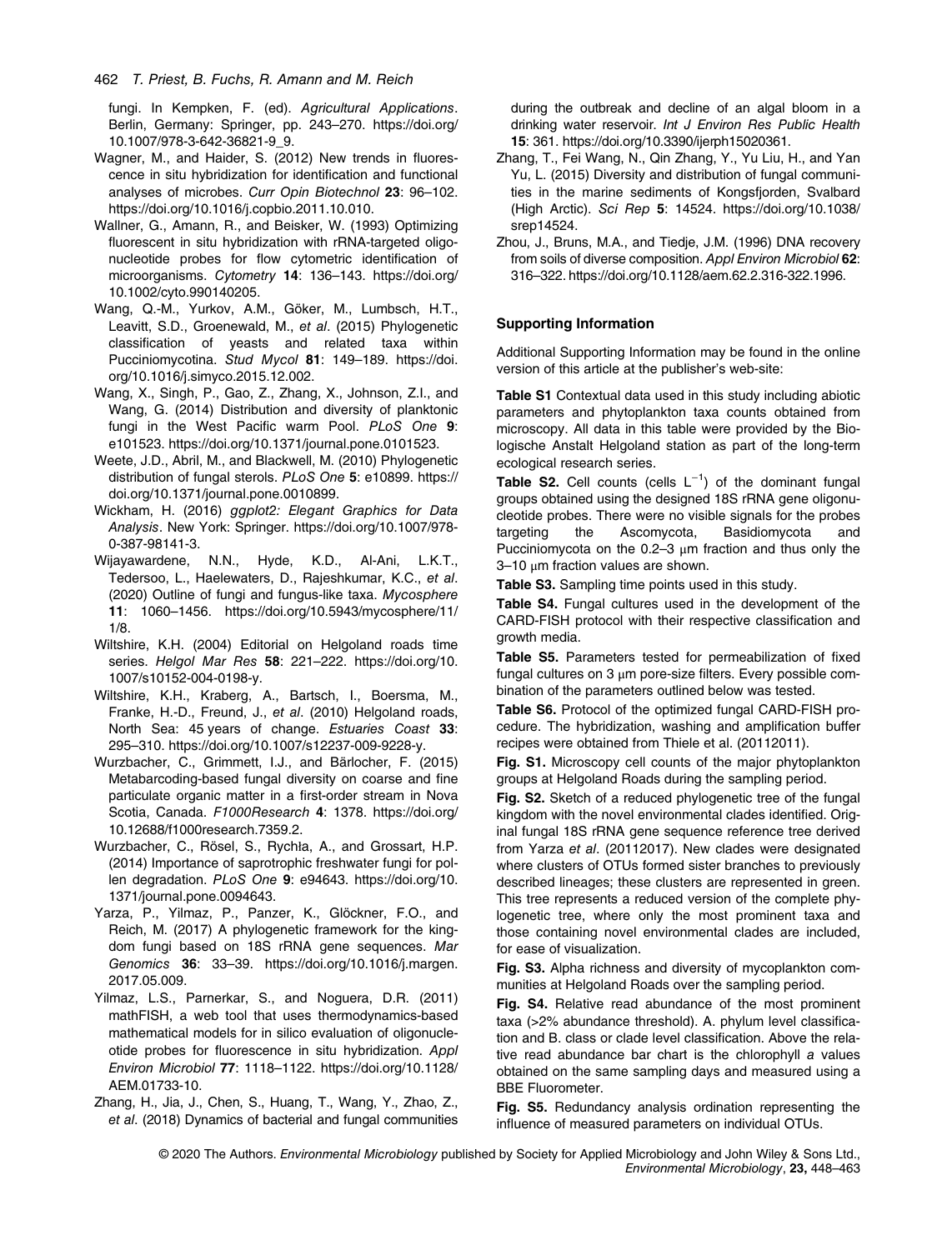fungi. In Kempken, F. (ed). *Agricultural Applications*. Berlin, Germany: Springer, pp. 243–270. https://doi.org/10.1007/978-3-642-36821-9_9.

Wagner, M., and Haider, S. (2012) New trends in fluorescence in situ hybridization for identification and functional analyses of microbes. *Curr Opin Biotechnol* **23**: 96–102. https://doi.org/10.1016/j.copbio.2011.10.010.

Wallner, G., Amann, R., and Beisker, W. (1993) Optimizing fluorescent in situ hybridization with rRNA-targeted oligonucleotide probes for flow cytometric identification of microorganisms. *Cytometry* **14**: 136–143. https://doi.org/10.1002/cyto.990140205.

Wang, Q.-M., Yurkov, A.M., Göker, M., Lumbsch, H.T., Leavitt, S.D., Groenewald, M., *et al*. (2015) Phylogenetic classification of yeasts and related taxa within Pucciniomycotina. *Stud Mycol* **81**: 149–189. https://doi.org/10.1016/j.simyco.2015.12.002.

Wang, X., Singh, P., Gao, Z., Zhang, X., Johnson, Z.I., and Wang, G. (2014) Distribution and diversity of planktonic fungi in the West Pacific warm Pool. *PLoS One* **9**: e101523. https://doi.org/10.1371/journal.pone.0101523.

Weete, J.D., Abril, M., and Blackwell, M. (2010) Phylogenetic distribution of fungal sterols. *PLoS One* **5**: e10899. https://doi.org/10.1371/journal.pone.0010899.

Wickham, H. (2016) *ggplot2: Elegant Graphics for Data Analysis*. New York: Springer. https://doi.org/10.1007/978-0-387-98141-3.

Wijayawardene, N.N., Hyde, K.D., Al-Ani, L.K.T., Tedersoo, L., Haelewaters, D., Rajeshkumar, K.C., *et al*. (2020) Outline of fungi and fungus-like taxa. *Mycosphere* **11**: 1060–1456. https://doi.org/10.5943/mycosphere/11/1/8.

Wiltshire, K.H. (2004) Editorial on Helgoland roads time series. *Helgol Mar Res* **58**: 221–222. https://doi.org/10.1007/s10152-004-0198-y.

Wiltshire, K.H., Kraberg, A., Bartsch, I., Boersma, M., Franke, H.-D., Freund, J., *et al*. (2010) Helgoland roads, North Sea: 45 years of change. *Estuaries Coast* **33**: 295–310. https://doi.org/10.1007/s12237-009-9228-y.

Wurzbacher, C., Grimmett, I.J., and Bärlocher, F. (2015) Metabarcoding-based fungal diversity on coarse and fine particulate organic matter in a first-order stream in Nova Scotia, Canada. *F1000Research* **4**: 1378. https://doi.org/10.12688/f1000research.7359.2.

Wurzbacher, C., Rösel, S., Rychła, A., and Grossart, H.P. (2014) Importance of saprotrophic freshwater fungi for pollen degradation. *PLoS One* **9**: e94643. https://doi.org/10.1371/journal.pone.0094643.

Yarza, P., Yilmaz, P., Panzer, K., Glöckner, F.O., and Reich, M. (2017) A phylogenetic framework for the kingdom fungi based on 18S rRNA gene sequences. *Mar Genomics* **36**: 33–39. https://doi.org/10.1016/j.margen.2017.05.009.

Yilmaz, L.S., Parnerkar, S., and Noguera, D.R. (2011) mathFISH, a web tool that uses thermodynamics-based mathematical models for in silico evaluation of oligonucleotide probes for fluorescence in situ hybridization. *Appl Environ Microbiol* **77**: 1118–1122. https://doi.org/10.1128/AEM.01733-10.

Zhang, H., Jia, J., Chen, S., Huang, T., Wang, Y., Zhao, Z., *et al*. (2018) Dynamics of bacterial and fungal communities during the outbreak and decline of an algal bloom in a drinking water reservoir. *Int J Environ Res Public Health* **15**: 361. https://doi.org/10.3390/ijerph15020361.

Zhang, T., Fei Wang, N., Qin Zhang, Y., Yu Liu, H., and Yan Yu, L. (2015) Diversity and distribution of fungal communities in the marine sediments of Kongsfjorden, Svalbard (High Arctic). *Sci Rep* **5**: 14524. https://doi.org/10.1038/srep14524.

Zhou, J., Bruns, M.A., and Tiedje, J.M. (1996) DNA recovery from soils of diverse composition. *Appl Environ Microbiol* **62**: 316–322. https://doi.org/10.1128/aem.62.2.316-322.1996.

## Supporting Information

Additional Supporting Information may be found in the online version of this article at the publisher's web-site:

**Table S1** Contextual data used in this study including abiotic parameters and phytoplankton taxa counts obtained from microscopy. All data in this table were provided by the Biologische Anstalt Helgoland station as part of the long-term ecological research series.

**Table S2.** Cell counts (cells $L^{-1}$) of the dominant fungal groups obtained using the designed 18S rRNA gene oligonucleotide probes. There were no visible signals for the probes targeting the Ascomycota, Basidiomycota and Pucciniomycota on the 0.2–3 μm fraction and thus only the 3–10 μm fraction values are shown.

**Table S3.** Sampling time points used in this study.

**Table S4.** Fungal cultures used in the development of the CARD-FISH protocol with their respective classification and growth media.

**Table S5.** Parameters tested for permeabilization of fixed fungal cultures on 3 μm pore-size filters. Every possible combination of the parameters outlined below was tested.

**Table S6.** Protocol of the optimized fungal CARD-FISH procedure. The hybridization, washing and amplification buffer recipes were obtained from Thiele et al. (20112011).

**Fig. S1.** Microscopy cell counts of the major phytoplankton groups at Helgoland Roads during the sampling period.

**Fig. S2.** Sketch of a reduced phylogenetic tree of the fungal kingdom with the novel environmental clades identified. Original fungal 18S rRNA gene sequence reference tree derived from Yarza *et al*. (20112017). New clades were designated where clusters of OTUs formed sister branches to previously described lineages; these clusters are represented in green. This tree represents a reduced version of the complete phylogenetic tree, where only the most prominent taxa and those containing novel environmental clades are included, for ease of visualization.

**Fig. S3.** Alpha richness and diversity of mycoplankton communities at Helgoland Roads over the sampling period.

**Fig. S4.** Relative read abundance of the most prominent taxa (>2% abundance threshold). A. phylum level classification and B. class or clade level classification. Above the relative read abundance bar chart is the chlorophyll *a* values obtained on the same sampling days and measured using a BBE Fluorometer.

**Fig. S5.** Redundancy analysis ordination representing the influence of measured parameters on individual OTUs.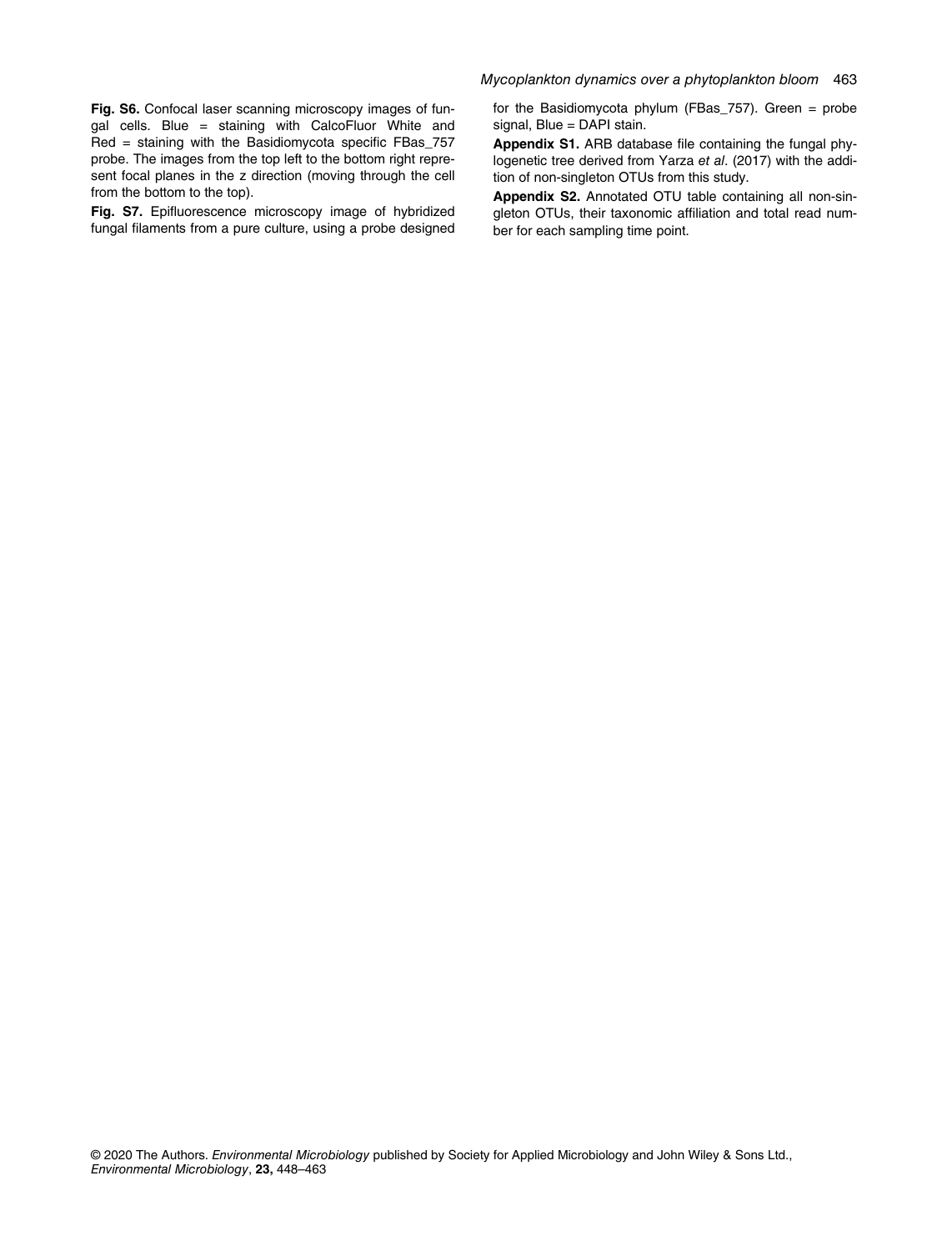**Fig. S6.** Confocal laser scanning microscopy images of fungal cells. Blue = staining with CalcoFluor White and Red = staining with the Basidiomycota specific FBas_757 probe. The images from the top left to the bottom right represent focal planes in the z direction (moving through the cell from the bottom to the top).

**Fig. S7.** Epifluorescence microscopy image of hybridized fungal filaments from a pure culture, using a probe designed for the Basidiomycota phylum (FBas_757). Green = probe signal, Blue = DAPI stain.

**Appendix S1.** ARB database file containing the fungal phylogenetic tree derived from Yarza *et al*. (2017) with the addition of non-singleton OTUs from this study.

**Appendix S2.** Annotated OTU table containing all non-singleton OTUs, their taxonomic affiliation and total read number for each sampling time point.